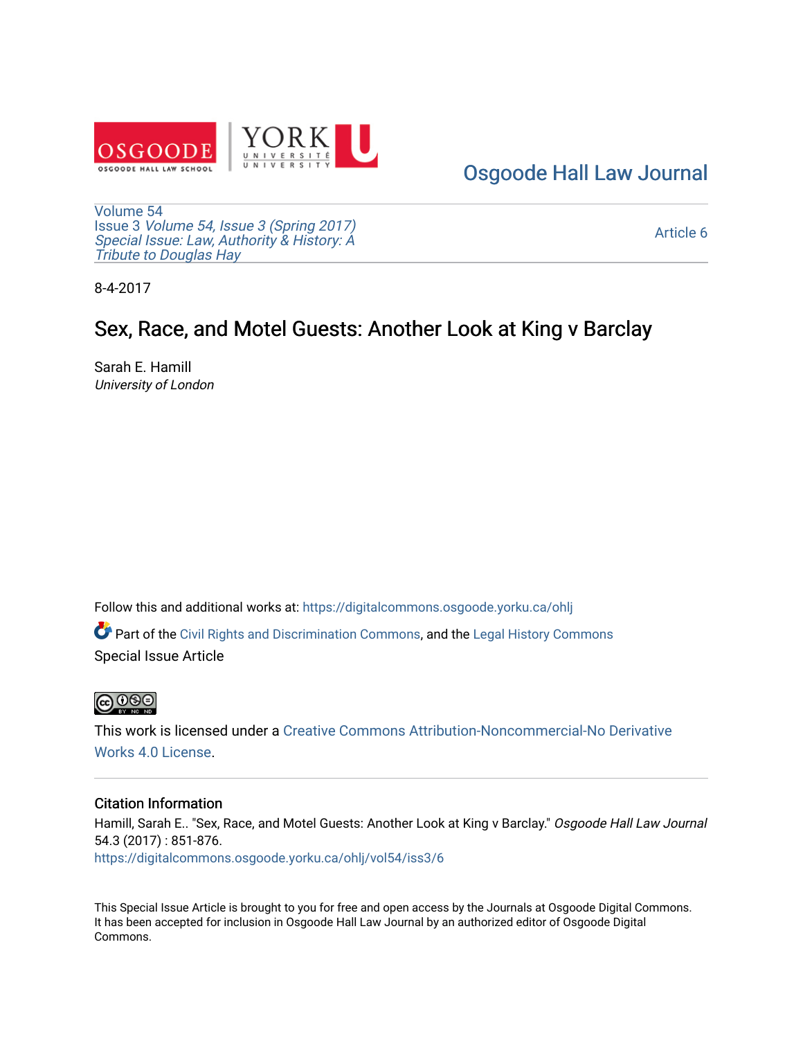Osgoode Hall Law Journal

Volume 54
Issue 3 *Volume 54, Issue 3 (Spring 2017)*
*Special Issue: Law, Authority & History: A Tribute to Douglas Hay*

Article 6

8-4-2017

# Sex, Race, and Motel Guests: Another Look at King v Barclay

Sarah E. Hamill
*University of London*

Follow this and additional works at: https://digitalcommons.osgoode.yorku.ca/ohlj

Part of the Civil Rights and Discrimination Commons, and the Legal History Commons
Special Issue Article

This work is licensed under a Creative Commons Attribution-Noncommercial-No Derivative Works 4.0 License.

## Citation Information

Hamill, Sarah E.. "Sex, Race, and Motel Guests: Another Look at King v Barclay." *Osgoode Hall Law Journal* 54.3 (2017) : 851-876.
https://digitalcommons.osgoode.yorku.ca/ohlj/vol54/iss3/6

This Special Issue Article is brought to you for free and open access by the Journals at Osgoode Digital Commons. It has been accepted for inclusion in Osgoode Hall Law Journal by an authorized editor of Osgoode Digital Commons.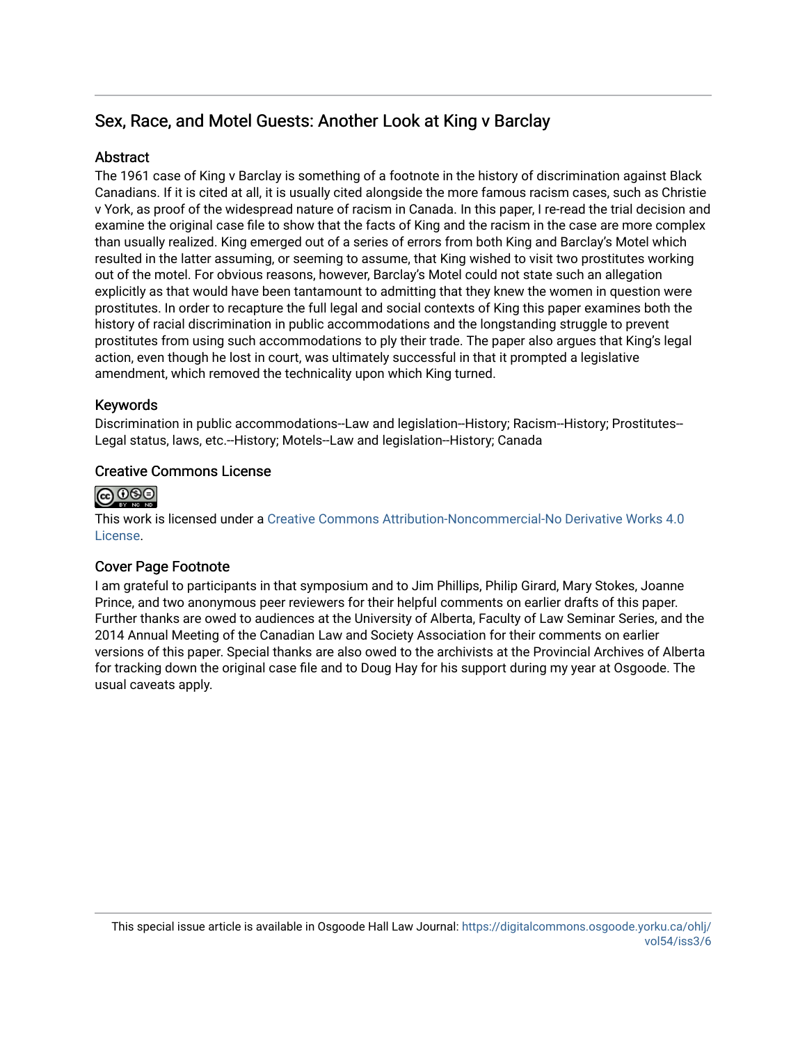## Sex, Race, and Motel Guests: Another Look at King v Barclay

### Abstract

The 1961 case of King v Barclay is something of a footnote in the history of discrimination against Black Canadians. If it is cited at all, it is usually cited alongside the more famous racism cases, such as Christie v York, as proof of the widespread nature of racism in Canada. In this paper, I re-read the trial decision and examine the original case file to show that the facts of King and the racism in the case are more complex than usually realized. King emerged out of a series of errors from both King and Barclay's Motel which resulted in the latter assuming, or seeming to assume, that King wished to visit two prostitutes working out of the motel. For obvious reasons, however, Barclay's Motel could not state such an allegation explicitly as that would have been tantamount to admitting that they knew the women in question were prostitutes. In order to recapture the full legal and social contexts of King this paper examines both the history of racial discrimination in public accommodations and the longstanding struggle to prevent prostitutes from using such accommodations to ply their trade. The paper also argues that King's legal action, even though he lost in court, was ultimately successful in that it prompted a legislative amendment, which removed the technicality upon which King turned.

### Keywords

Discrimination in public accommodations--Law and legislation--History; Racism--History; Prostitutes--Legal status, laws, etc.--History; Motels--Law and legislation--History; Canada

### Creative Commons License

This work is licensed under a Creative Commons Attribution-Noncommercial-No Derivative Works 4.0 License.

### Cover Page Footnote

I am grateful to participants in that symposium and to Jim Phillips, Philip Girard, Mary Stokes, Joanne Prince, and two anonymous peer reviewers for their helpful comments on earlier drafts of this paper. Further thanks are owed to audiences at the University of Alberta, Faculty of Law Seminar Series, and the 2014 Annual Meeting of the Canadian Law and Society Association for their comments on earlier versions of this paper. Special thanks are also owed to the archivists at the Provincial Archives of Alberta for tracking down the original case file and to Doug Hay for his support during my year at Osgoode. The usual caveats apply.

This special issue article is available in Osgoode Hall Law Journal: https://digitalcommons.osgoode.yorku.ca/ohlj/vol54/iss3/6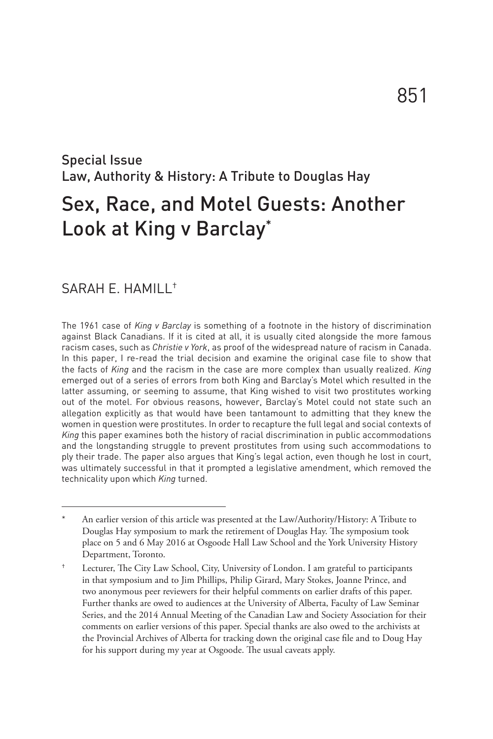Special Issue
Law, Authority & History: A Tribute to Douglas Hay

# Sex, Race, and Motel Guests: Another Look at King v Barclay*

SARAH E. HAMILL†

The 1961 case of *King v Barclay* is something of a footnote in the history of discrimination against Black Canadians. If it is cited at all, it is usually cited alongside the more famous racism cases, such as *Christie v York*, as proof of the widespread nature of racism in Canada. In this paper, I re-read the trial decision and examine the original case file to show that the facts of *King* and the racism in the case are more complex than usually realized. *King* emerged out of a series of errors from both King and Barclay's Motel which resulted in the latter assuming, or seeming to assume, that King wished to visit two prostitutes working out of the motel. For obvious reasons, however, Barclay's Motel could not state such an allegation explicitly as that would have been tantamount to admitting that they knew the women in question were prostitutes. In order to recapture the full legal and social contexts of *King* this paper examines both the history of racial discrimination in public accommodations and the longstanding struggle to prevent prostitutes from using such accommodations to ply their trade. The paper also argues that King's legal action, even though he lost in court, was ultimately successful in that it prompted a legislative amendment, which removed the technicality upon which *King* turned.

---

\* An earlier version of this article was presented at the Law/Authority/History: A Tribute to Douglas Hay symposium to mark the retirement of Douglas Hay. The symposium took place on 5 and 6 May 2016 at Osgoode Hall Law School and the York University History Department, Toronto.

† Lecturer, The City Law School, City, University of London. I am grateful to participants in that symposium and to Jim Phillips, Philip Girard, Mary Stokes, Joanne Prince, and two anonymous peer reviewers for their helpful comments on earlier drafts of this paper. Further thanks are owed to audiences at the University of Alberta, Faculty of Law Seminar Series, and the 2014 Annual Meeting of the Canadian Law and Society Association for their comments on earlier versions of this paper. Special thanks are also owed to the archivists at the Provincial Archives of Alberta for tracking down the original case file and to Doug Hay for his support during my year at Osgoode. The usual caveats apply.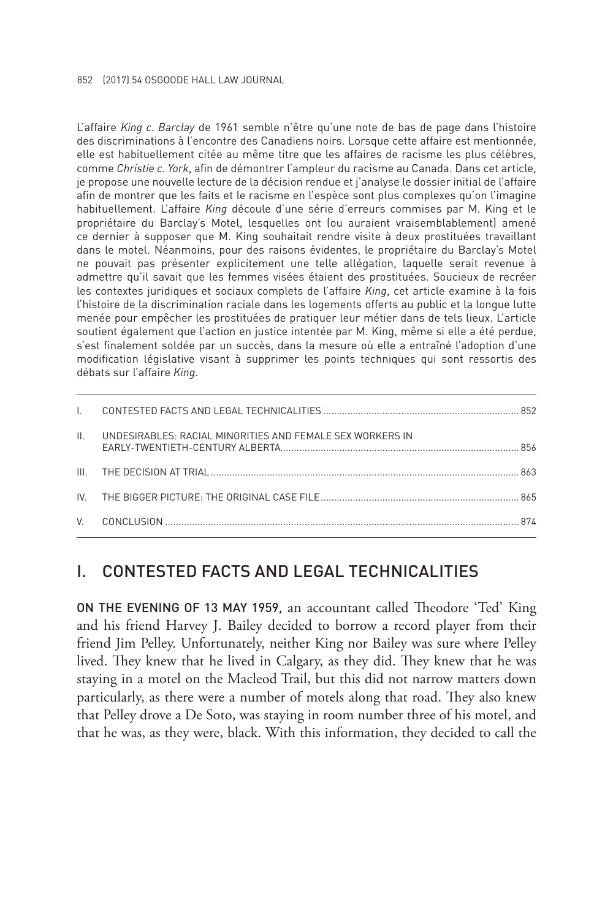L'affaire *King c. Barclay* de 1961 semble n'être qu'une note de bas de page dans l'histoire des discriminations à l'encontre des Canadiens noirs. Lorsque cette affaire est mentionnée, elle est habituellement citée au même titre que les affaires de racisme les plus célèbres, comme *Christie c. York*, afin de démontrer l'ampleur du racisme au Canada. Dans cet article, je propose une nouvelle lecture de la décision rendue et j'analyse le dossier initial de l'affaire afin de montrer que les faits et le racisme en l'espèce sont plus complexes qu'on l'imagine habituellement. L'affaire *King* découle d'une série d'erreurs commises par M. King et le propriétaire du Barclay's Motel, lesquelles ont (ou auraient vraisemblablement) amené ce dernier à supposer que M. King souhaitait rendre visite à deux prostituées travaillant dans le motel. Néanmoins, pour des raisons évidentes, le propriétaire du Barclay's Motel ne pouvait pas présenter explicitement une telle allégation, laquelle serait revenue à admettre qu'il savait que les femmes visées étaient des prostituées. Soucieux de recréer les contextes juridiques et sociaux complets de l'affaire *King*, cet article examine à la fois l'histoire de la discrimination raciale dans les logements offerts au public et la longue lutte menée pour empêcher les prostituées de pratiquer leur métier dans de tels lieux. L'article soutient également que l'action en justice intentée par M. King, même si elle a été perdue, s'est finalement soldée par un succès, dans la mesure où elle a entraîné l'adoption d'une modification législative visant à supprimer les points techniques qui sont ressortis des débats sur l'affaire *King*.

| | | |
|---|---|---|
| I. | CONTESTED FACTS AND LEGAL TECHNICALITIES | 852 |
| II. | UNDESIRABLES: RACIAL MINORITIES AND FEMALE SEX WORKERS IN EARLY-TWENTIETH-CENTURY ALBERTA | 856 |
| III. | THE DECISION AT TRIAL | 863 |
| IV. | THE BIGGER PICTURE: THE ORIGINAL CASE FILE | 865 |
| V. | CONCLUSION | 874 |

## I. CONTESTED FACTS AND LEGAL TECHNICALITIES

**ON THE EVENING OF 13 MAY 1959,** an accountant called Theodore 'Ted' King and his friend Harvey J. Bailey decided to borrow a record player from their friend Jim Pelley. Unfortunately, neither King nor Bailey was sure where Pelley lived. They knew that he lived in Calgary, as they did. They knew that he was staying in a motel on the Macleod Trail, but this did not narrow matters down particularly, as there were a number of motels along that road. They also knew that Pelley drove a De Soto, was staying in room number three of his motel, and that he was, as they were, black. With this information, they decided to call the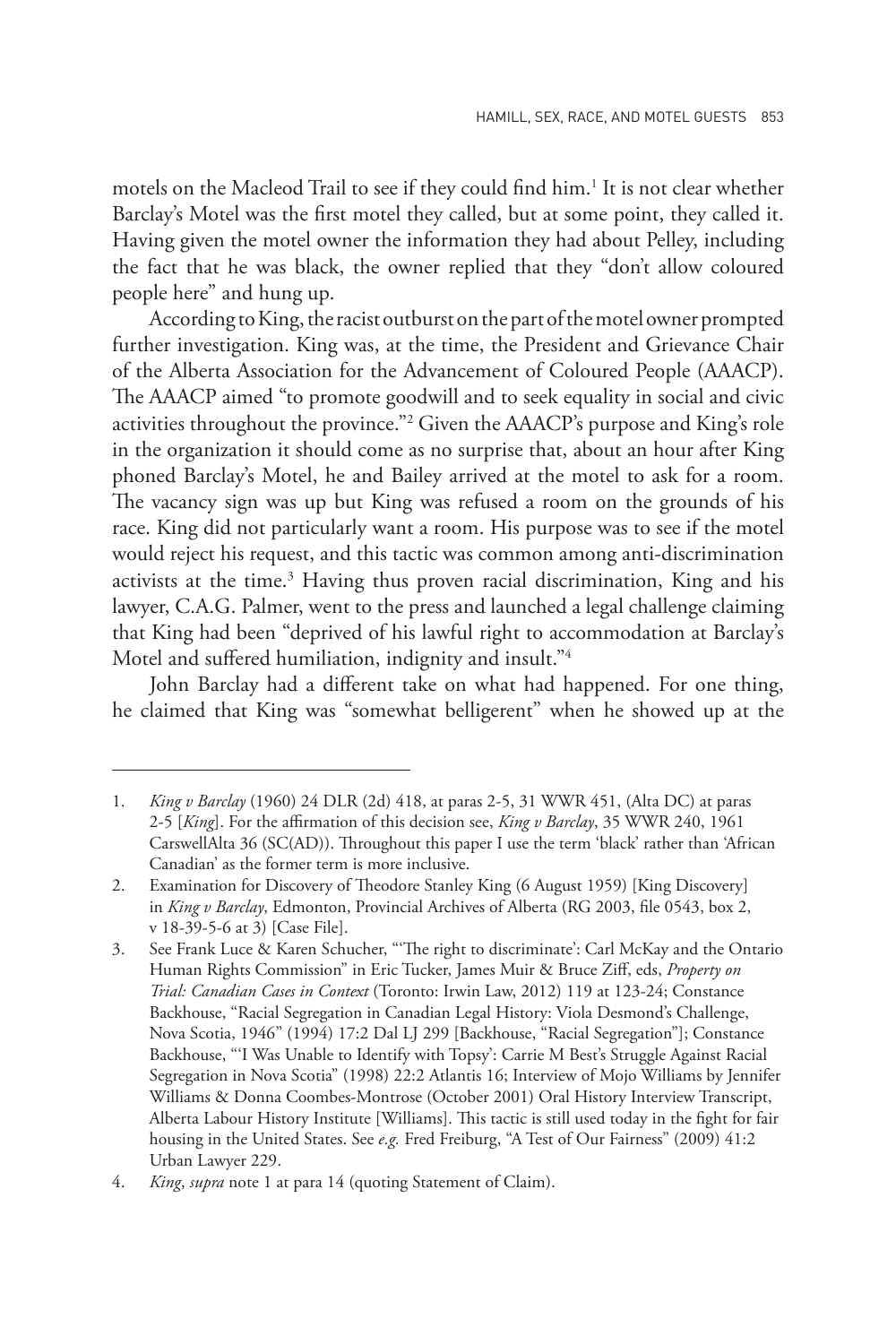motels on the Macleod Trail to see if they could find him.[1] It is not clear whether Barclay's Motel was the first motel they called, but at some point, they called it. Having given the motel owner the information they had about Pelley, including the fact that he was black, the owner replied that they "don't allow coloured people here" and hung up.

According to King, the racist outburst on the part of the motel owner prompted further investigation. King was, at the time, the President and Grievance Chair of the Alberta Association for the Advancement of Coloured People (AAACP). The AAACP aimed "to promote goodwill and to seek equality in social and civic activities throughout the province."[2] Given the AAACP's purpose and King's role in the organization it should come as no surprise that, about an hour after King phoned Barclay's Motel, he and Bailey arrived at the motel to ask for a room. The vacancy sign was up but King was refused a room on the grounds of his race. King did not particularly want a room. His purpose was to see if the motel would reject his request, and this tactic was common among anti-discrimination activists at the time.[3] Having thus proven racial discrimination, King and his lawyer, C.A.G. Palmer, went to the press and launched a legal challenge claiming that King had been "deprived of his lawful right to accommodation at Barclay's Motel and suffered humiliation, indignity and insult."[4]

John Barclay had a different take on what had happened. For one thing, he claimed that King was "somewhat belligerent" when he showed up at the

---

1. *King v Barclay* (1960) 24 DLR (2d) 418, at paras 2-5, 31 WWR 451, (Alta DC) at paras 2-5 [*King*]. For the affirmation of this decision see, *King v Barclay*, 35 WWR 240, 1961 CarswellAlta 36 (SC(AD)). Throughout this paper I use the term 'black' rather than 'African Canadian' as the former term is more inclusive.
2. Examination for Discovery of Theodore Stanley King (6 August 1959) [King Discovery] in *King v Barclay*, Edmonton, Provincial Archives of Alberta (RG 2003, file 0543, box 2, v 18-39-5-6 at 3) [Case File].
3. See Frank Luce & Karen Schucher, "'The right to discriminate': Carl McKay and the Ontario Human Rights Commission" in Eric Tucker, James Muir & Bruce Ziff, eds, *Property on Trial: Canadian Cases in Context* (Toronto: Irwin Law, 2012) 119 at 123-24; Constance Backhouse, "Racial Segregation in Canadian Legal History: Viola Desmond's Challenge, Nova Scotia, 1946" (1994) 17:2 Dal LJ 299 [Backhouse, "Racial Segregation"]; Constance Backhouse, "'I Was Unable to Identify with Topsy': Carrie M Best's Struggle Against Racial Segregation in Nova Scotia" (1998) 22:2 Atlantis 16; Interview of Mojo Williams by Jennifer Williams & Donna Coombes-Montrose (October 2001) Oral History Interview Transcript, Alberta Labour History Institute [Williams]. This tactic is still used today in the fight for fair housing in the United States. See *e.g.* Fred Freiburg, "A Test of Our Fairness" (2009) 41:2 Urban Lawyer 229.
4. *King*, *supra* note 1 at para 14 (quoting Statement of Claim).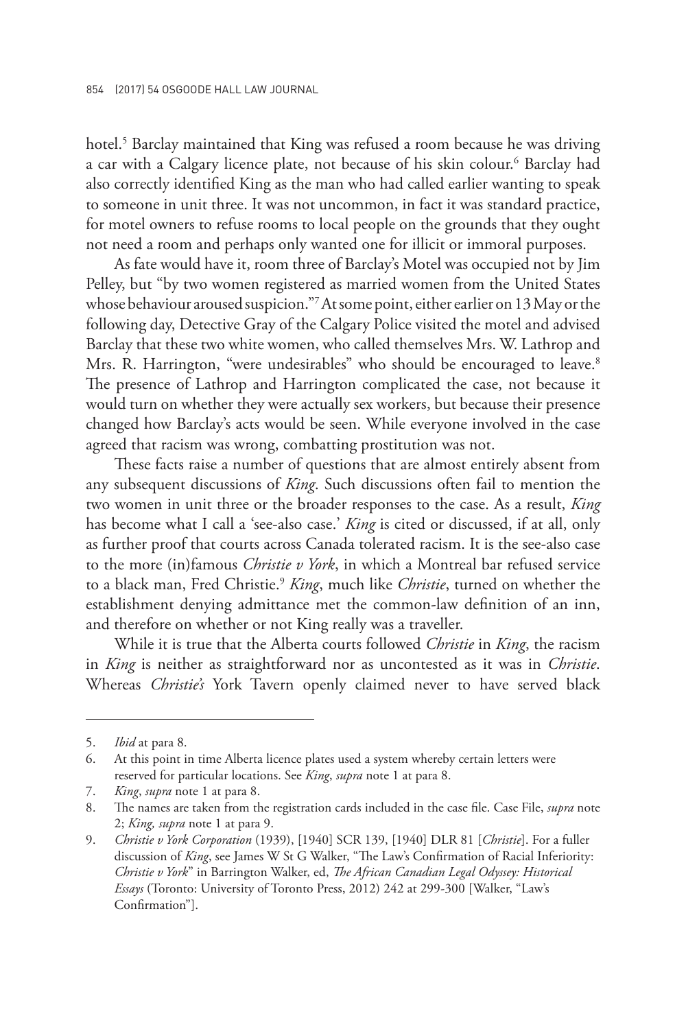hotel.[5] Barclay maintained that King was refused a room because he was driving a car with a Calgary licence plate, not because of his skin colour.[6] Barclay had also correctly identified King as the man who had called earlier wanting to speak to someone in unit three. It was not uncommon, in fact it was standard practice, for motel owners to refuse rooms to local people on the grounds that they ought not need a room and perhaps only wanted one for illicit or immoral purposes.

As fate would have it, room three of Barclay's Motel was occupied not by Jim Pelley, but "by two women registered as married women from the United States whose behaviour aroused suspicion."[7] At some point, either earlier on 13 May or the following day, Detective Gray of the Calgary Police visited the motel and advised Barclay that these two white women, who called themselves Mrs. W. Lathrop and Mrs. R. Harrington, "were undesirables" who should be encouraged to leave.[8] The presence of Lathrop and Harrington complicated the case, not because it would turn on whether they were actually sex workers, but because their presence changed how Barclay's acts would be seen. While everyone involved in the case agreed that racism was wrong, combatting prostitution was not.

These facts raise a number of questions that are almost entirely absent from any subsequent discussions of *King*. Such discussions often fail to mention the two women in unit three or the broader responses to the case. As a result, *King* has become what I call a 'see-also case.' *King* is cited or discussed, if at all, only as further proof that courts across Canada tolerated racism. It is the see-also case to the more (in)famous *Christie v York*, in which a Montreal bar refused service to a black man, Fred Christie.[9] *King*, much like *Christie*, turned on whether the establishment denying admittance met the common-law definition of an inn, and therefore on whether or not King really was a traveller.

While it is true that the Alberta courts followed *Christie* in *King*, the racism in *King* is neither as straightforward nor as uncontested as it was in *Christie*. Whereas *Christie's* York Tavern openly claimed never to have served black

---

5. *Ibid* at para 8.
6. At this point in time Alberta licence plates used a system whereby certain letters were reserved for particular locations. See *King*, *supra* note 1 at para 8.
7. *King*, *supra* note 1 at para 8.
8. The names are taken from the registration cards included in the case file. Case File, *supra* note 2; *King, supra* note 1 at para 9.
9. *Christie v York Corporation* (1939), [1940] SCR 139, [1940] DLR 81 [*Christie*]. For a fuller discussion of *King*, see James W St G Walker, "The Law's Confirmation of Racial Inferiority: *Christie v York*" in Barrington Walker, ed, *The African Canadian Legal Odyssey: Historical Essays* (Toronto: University of Toronto Press, 2012) 242 at 299-300 [Walker, "Law's Confirmation"].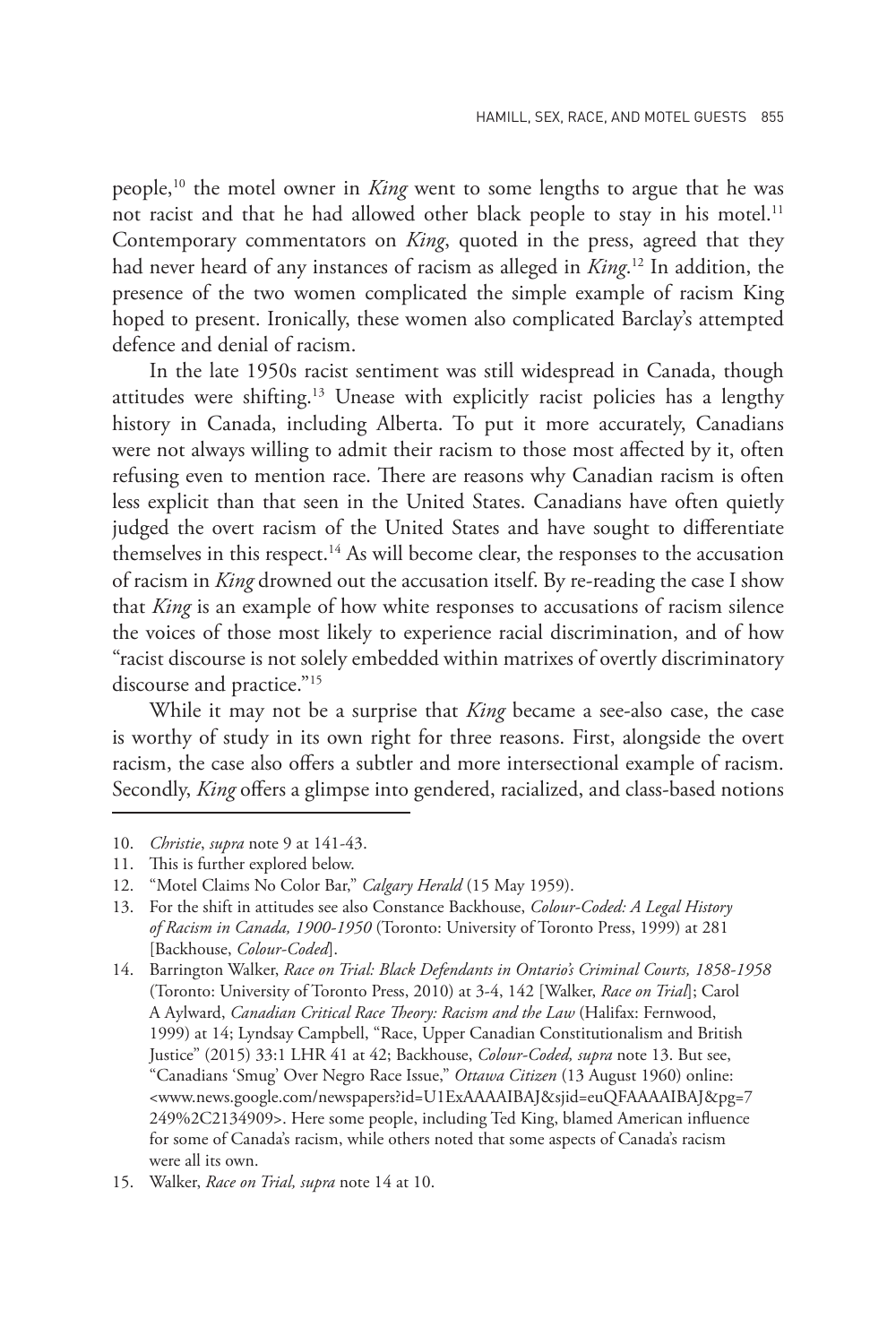people,[10] the motel owner in *King* went to some lengths to argue that he was not racist and that he had allowed other black people to stay in his motel.[11] Contemporary commentators on *King*, quoted in the press, agreed that they had never heard of any instances of racism as alleged in *King*.[12] In addition, the presence of the two women complicated the simple example of racism King hoped to present. Ironically, these women also complicated Barclay's attempted defence and denial of racism.

In the late 1950s racist sentiment was still widespread in Canada, though attitudes were shifting.[13] Unease with explicitly racist policies has a lengthy history in Canada, including Alberta. To put it more accurately, Canadians were not always willing to admit their racism to those most affected by it, often refusing even to mention race. There are reasons why Canadian racism is often less explicit than that seen in the United States. Canadians have often quietly judged the overt racism of the United States and have sought to differentiate themselves in this respect.[14] As will become clear, the responses to the accusation of racism in *King* drowned out the accusation itself. By re-reading the case I show that *King* is an example of how white responses to accusations of racism silence the voices of those most likely to experience racial discrimination, and of how "racist discourse is not solely embedded within matrixes of overtly discriminatory discourse and practice."[15]

While it may not be a surprise that *King* became a see-also case, the case is worthy of study in its own right for three reasons. First, alongside the overt racism, the case also offers a subtler and more intersectional example of racism. Secondly, *King* offers a glimpse into gendered, racialized, and class-based notions

10. *Christie*, *supra* note 9 at 141-43.
11. This is further explored below.
12. "Motel Claims No Color Bar," *Calgary Herald* (15 May 1959).
13. For the shift in attitudes see also Constance Backhouse, *Colour-Coded: A Legal History of Racism in Canada, 1900-1950* (Toronto: University of Toronto Press, 1999) at 281 [Backhouse, *Colour-Coded*].
14. Barrington Walker, *Race on Trial: Black Defendants in Ontario's Criminal Courts, 1858-1958* (Toronto: University of Toronto Press, 2010) at 3-4, 142 [Walker, *Race on Trial*]; Carol A Aylward, *Canadian Critical Race Theory: Racism and the Law* (Halifax: Fernwood, 1999) at 14; Lyndsay Campbell, "Race, Upper Canadian Constitutionalism and British Justice" (2015) 33:1 LHR 41 at 42; Backhouse, *Colour-Coded, supra* note 13. But see, "Canadians 'Smug' Over Negro Race Issue," *Ottawa Citizen* (13 August 1960) online: <www.news.google.com/newspapers?id=U1ExAAAAIBAJ&sjid=euQFAAAAIBAJ&pg=7249%2C2134909>. Here some people, including Ted King, blamed American influence for some of Canada's racism, while others noted that some aspects of Canada's racism were all its own.
15. Walker, *Race on Trial, supra* note 14 at 10.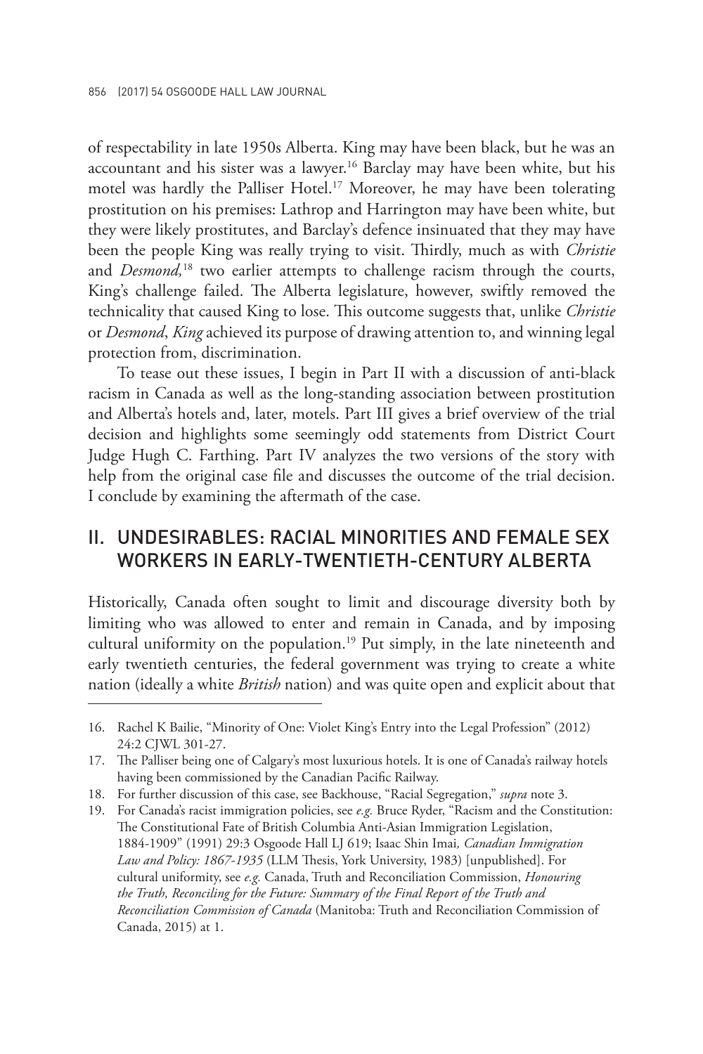of respectability in late 1950s Alberta. King may have been black, but he was an accountant and his sister was a lawyer.[16] Barclay may have been white, but his motel was hardly the Palliser Hotel.[17] Moreover, he may have been tolerating prostitution on his premises: Lathrop and Harrington may have been white, but they were likely prostitutes, and Barclay's defence insinuated that they may have been the people King was really trying to visit. Thirdly, much as with *Christie* and *Desmond,*[18] two earlier attempts to challenge racism through the courts, King's challenge failed. The Alberta legislature, however, swiftly removed the technicality that caused King to lose. This outcome suggests that, unlike *Christie* or *Desmond*, *King* achieved its purpose of drawing attention to, and winning legal protection from, discrimination.

To tease out these issues, I begin in Part II with a discussion of anti-black racism in Canada as well as the long-standing association between prostitution and Alberta's hotels and, later, motels. Part III gives a brief overview of the trial decision and highlights some seemingly odd statements from District Court Judge Hugh C. Farthing. Part IV analyzes the two versions of the story with help from the original case file and discusses the outcome of the trial decision. I conclude by examining the aftermath of the case.

## II. UNDESIRABLES: RACIAL MINORITIES AND FEMALE SEX WORKERS IN EARLY-TWENTIETH-CENTURY ALBERTA

Historically, Canada often sought to limit and discourage diversity both by limiting who was allowed to enter and remain in Canada, and by imposing cultural uniformity on the population.[19] Put simply, in the late nineteenth and early twentieth centuries, the federal government was trying to create a white nation (ideally a white *British* nation) and was quite open and explicit about that

---

16. Rachel K Bailie, "Minority of One: Violet King's Entry into the Legal Profession" (2012) 24:2 CJWL 301-27.
17. The Palliser being one of Calgary's most luxurious hotels. It is one of Canada's railway hotels having been commissioned by the Canadian Pacific Railway.
18. For further discussion of this case, see Backhouse, "Racial Segregation," *supra* note 3.
19. For Canada's racist immigration policies, see *e.g.* Bruce Ryder, "Racism and the Constitution: The Constitutional Fate of British Columbia Anti-Asian Immigration Legislation, 1884-1909" (1991) 29:3 Osgoode Hall LJ 619; Isaac Shin Imai*, Canadian Immigration Law and Policy: 1867-1935* (LLM Thesis, York University, 1983) [unpublished]. For cultural uniformity, see *e.g.* Canada, Truth and Reconciliation Commission, *Honouring the Truth, Reconciling for the Future: Summary of the Final Report of the Truth and Reconciliation Commission of Canada* (Manitoba: Truth and Reconciliation Commission of Canada, 2015) at 1.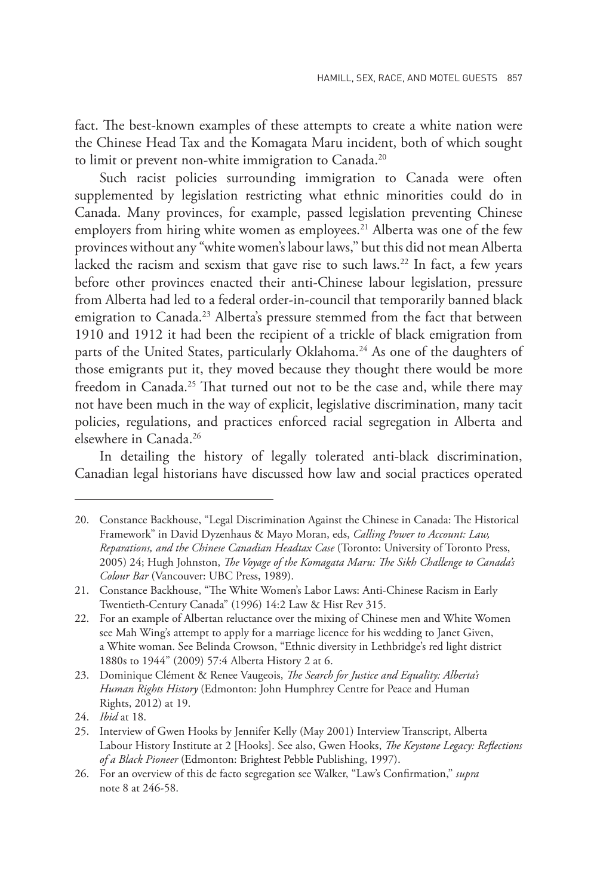fact. The best-known examples of these attempts to create a white nation were the Chinese Head Tax and the Komagata Maru incident, both of which sought to limit or prevent non-white immigration to Canada.[20]

Such racist policies surrounding immigration to Canada were often supplemented by legislation restricting what ethnic minorities could do in Canada. Many provinces, for example, passed legislation preventing Chinese employers from hiring white women as employees.[21] Alberta was one of the few provinces without any "white women's labour laws," but this did not mean Alberta lacked the racism and sexism that gave rise to such laws.[22] In fact, a few years before other provinces enacted their anti-Chinese labour legislation, pressure from Alberta had led to a federal order-in-council that temporarily banned black emigration to Canada.[23] Alberta's pressure stemmed from the fact that between 1910 and 1912 it had been the recipient of a trickle of black emigration from parts of the United States, particularly Oklahoma.[24] As one of the daughters of those emigrants put it, they moved because they thought there would be more freedom in Canada.[25] That turned out not to be the case and, while there may not have been much in the way of explicit, legislative discrimination, many tacit policies, regulations, and practices enforced racial segregation in Alberta and elsewhere in Canada.[26]

In detailing the history of legally tolerated anti-black discrimination, Canadian legal historians have discussed how law and social practices operated

---

20. Constance Backhouse, "Legal Discrimination Against the Chinese in Canada: The Historical Framework" in David Dyzenhaus & Mayo Moran, eds, *Calling Power to Account: Law, Reparations, and the Chinese Canadian Headtax Case* (Toronto: University of Toronto Press, 2005) 24; Hugh Johnston, *The Voyage of the Komagata Maru: The Sikh Challenge to Canada's Colour Bar* (Vancouver: UBC Press, 1989).
21. Constance Backhouse, "The White Women's Labor Laws: Anti-Chinese Racism in Early Twentieth-Century Canada" (1996) 14:2 Law & Hist Rev 315.
22. For an example of Albertan reluctance over the mixing of Chinese men and White Women see Mah Wing's attempt to apply for a marriage licence for his wedding to Janet Given, a White woman. See Belinda Crowson, "Ethnic diversity in Lethbridge's red light district 1880s to 1944" (2009) 57:4 Alberta History 2 at 6.
23. Dominique Clément & Renee Vaugeois, *The Search for Justice and Equality: Alberta's Human Rights History* (Edmonton: John Humphrey Centre for Peace and Human Rights, 2012) at 19.
24. *Ibid* at 18.
25. Interview of Gwen Hooks by Jennifer Kelly (May 2001) Interview Transcript, Alberta Labour History Institute at 2 [Hooks]. See also, Gwen Hooks, *The Keystone Legacy: Reflections of a Black Pioneer* (Edmonton: Brightest Pebble Publishing, 1997).
26. For an overview of this de facto segregation see Walker, "Law's Confirmation," *supra* note 8 at 246-58.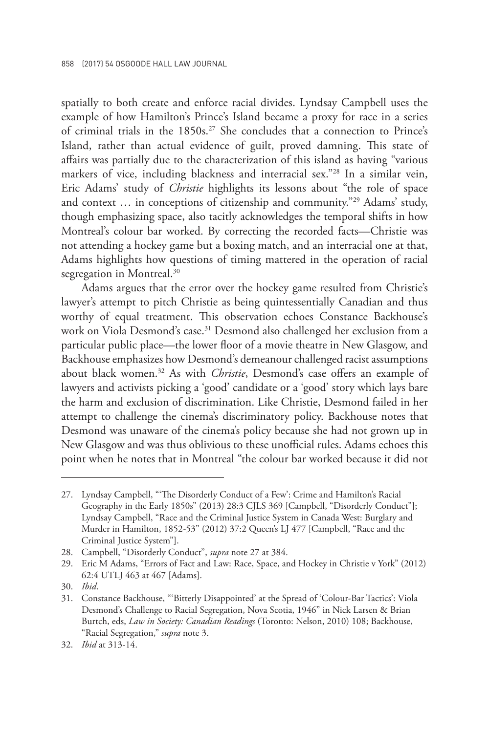spatially to both create and enforce racial divides. Lyndsay Campbell uses the example of how Hamilton's Prince's Island became a proxy for race in a series of criminal trials in the 1850s.[27] She concludes that a connection to Prince's Island, rather than actual evidence of guilt, proved damning. This state of affairs was partially due to the characterization of this island as having "various markers of vice, including blackness and interracial sex."[28] In a similar vein, Eric Adams' study of *Christie* highlights its lessons about "the role of space and context … in conceptions of citizenship and community."[29] Adams' study, though emphasizing space, also tacitly acknowledges the temporal shifts in how Montreal's colour bar worked. By correcting the recorded facts—Christie was not attending a hockey game but a boxing match, and an interracial one at that, Adams highlights how questions of timing mattered in the operation of racial segregation in Montreal.[30]

Adams argues that the error over the hockey game resulted from Christie's lawyer's attempt to pitch Christie as being quintessentially Canadian and thus worthy of equal treatment. This observation echoes Constance Backhouse's work on Viola Desmond's case.[31] Desmond also challenged her exclusion from a particular public place—the lower floor of a movie theatre in New Glasgow, and Backhouse emphasizes how Desmond's demeanour challenged racist assumptions about black women.[32] As with *Christie*, Desmond's case offers an example of lawyers and activists picking a 'good' candidate or a 'good' story which lays bare the harm and exclusion of discrimination. Like Christie, Desmond failed in her attempt to challenge the cinema's discriminatory policy. Backhouse notes that Desmond was unaware of the cinema's policy because she had not grown up in New Glasgow and was thus oblivious to these unofficial rules. Adams echoes this point when he notes that in Montreal "the colour bar worked because it did not

---

27. Lyndsay Campbell, "'The Disorderly Conduct of a Few': Crime and Hamilton's Racial Geography in the Early 1850s" (2013) 28:3 CJLS 369 [Campbell, "Disorderly Conduct"]; Lyndsay Campbell, "Race and the Criminal Justice System in Canada West: Burglary and Murder in Hamilton, 1852-53" (2012) 37:2 Queen's LJ 477 [Campbell, "Race and the Criminal Justice System"].
28. Campbell, "Disorderly Conduct", *supra* note 27 at 384.
29. Eric M Adams, "Errors of Fact and Law: Race, Space, and Hockey in Christie v York" (2012) 62:4 UTLJ 463 at 467 [Adams].
30. *Ibid*.
31. Constance Backhouse, "'Bitterly Disappointed' at the Spread of 'Colour-Bar Tactics': Viola Desmond's Challenge to Racial Segregation, Nova Scotia, 1946" in Nick Larsen & Brian Burtch, eds, *Law in Society: Canadian Readings* (Toronto: Nelson, 2010) 108; Backhouse, "Racial Segregation," *supra* note 3.
32. *Ibid* at 313-14.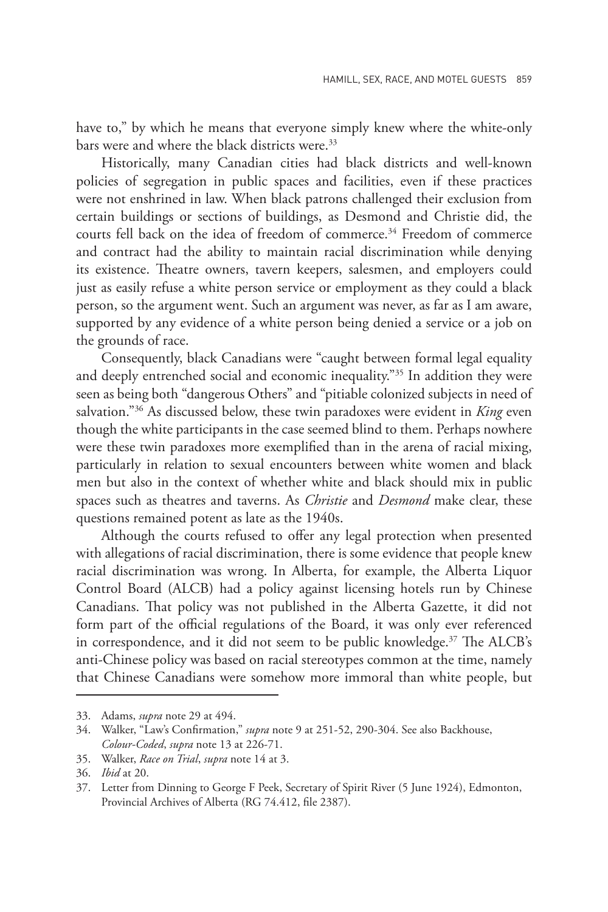have to," by which he means that everyone simply knew where the white-only bars were and where the black districts were.[33]

Historically, many Canadian cities had black districts and well-known policies of segregation in public spaces and facilities, even if these practices were not enshrined in law. When black patrons challenged their exclusion from certain buildings or sections of buildings, as Desmond and Christie did, the courts fell back on the idea of freedom of commerce.[34] Freedom of commerce and contract had the ability to maintain racial discrimination while denying its existence. Theatre owners, tavern keepers, salesmen, and employers could just as easily refuse a white person service or employment as they could a black person, so the argument went. Such an argument was never, as far as I am aware, supported by any evidence of a white person being denied a service or a job on the grounds of race.

Consequently, black Canadians were "caught between formal legal equality and deeply entrenched social and economic inequality."[35] In addition they were seen as being both "dangerous Others" and "pitiable colonized subjects in need of salvation."[36] As discussed below, these twin paradoxes were evident in *King* even though the white participants in the case seemed blind to them. Perhaps nowhere were these twin paradoxes more exemplified than in the arena of racial mixing, particularly in relation to sexual encounters between white women and black men but also in the context of whether white and black should mix in public spaces such as theatres and taverns. As *Christie* and *Desmond* make clear, these questions remained potent as late as the 1940s.

Although the courts refused to offer any legal protection when presented with allegations of racial discrimination, there is some evidence that people knew racial discrimination was wrong. In Alberta, for example, the Alberta Liquor Control Board (ALCB) had a policy against licensing hotels run by Chinese Canadians. That policy was not published in the Alberta Gazette, it did not form part of the official regulations of the Board, it was only ever referenced in correspondence, and it did not seem to be public knowledge.[37] The ALCB's anti-Chinese policy was based on racial stereotypes common at the time, namely that Chinese Canadians were somehow more immoral than white people, but

33. Adams, *supra* note 29 at 494.
34. Walker, "Law's Confirmation," *supra* note 9 at 251-52, 290-304. See also Backhouse, *Colour-Coded*, *supra* note 13 at 226-71.
35. Walker, *Race on Trial*, *supra* note 14 at 3.
36. *Ibid* at 20.
37. Letter from Dinning to George F Peek, Secretary of Spirit River (5 June 1924), Edmonton, Provincial Archives of Alberta (RG 74.412, file 2387).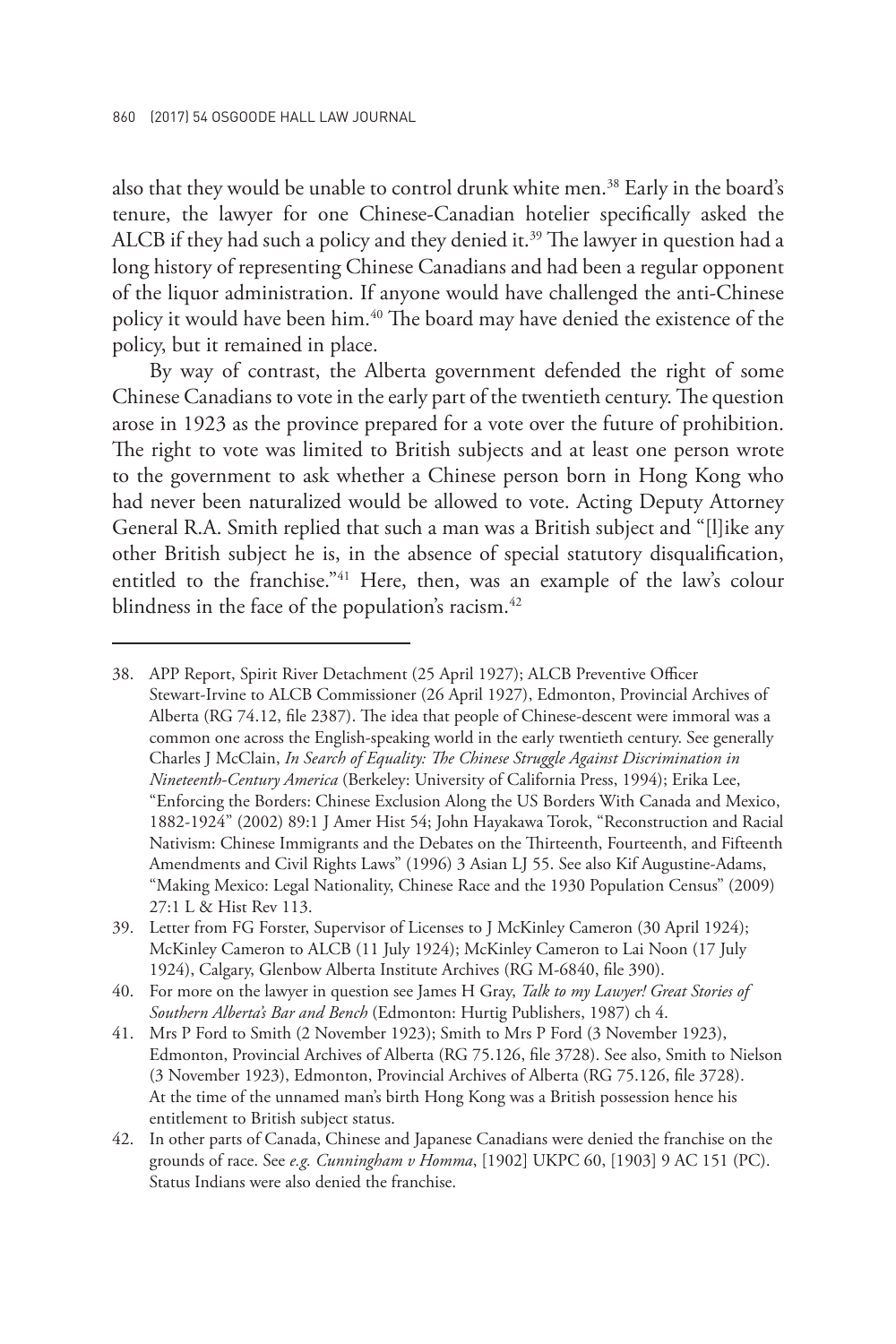also that they would be unable to control drunk white men.[38] Early in the board's tenure, the lawyer for one Chinese-Canadian hotelier specifically asked the ALCB if they had such a policy and they denied it.[39] The lawyer in question had a long history of representing Chinese Canadians and had been a regular opponent of the liquor administration. If anyone would have challenged the anti-Chinese policy it would have been him.[40] The board may have denied the existence of the policy, but it remained in place.

By way of contrast, the Alberta government defended the right of some Chinese Canadians to vote in the early part of the twentieth century. The question arose in 1923 as the province prepared for a vote over the future of prohibition. The right to vote was limited to British subjects and at least one person wrote to the government to ask whether a Chinese person born in Hong Kong who had never been naturalized would be allowed to vote. Acting Deputy Attorney General R.A. Smith replied that such a man was a British subject and "[l]ike any other British subject he is, in the absence of special statutory disqualification, entitled to the franchise."[41] Here, then, was an example of the law's colour blindness in the face of the population's racism.[42]

---

38. APP Report, Spirit River Detachment (25 April 1927); ALCB Preventive Officer Stewart-Irvine to ALCB Commissioner (26 April 1927), Edmonton, Provincial Archives of Alberta (RG 74.12, file 2387). The idea that people of Chinese-descent were immoral was a common one across the English-speaking world in the early twentieth century. See generally Charles J McClain, *In Search of Equality: The Chinese Struggle Against Discrimination in Nineteenth-Century America* (Berkeley: University of California Press, 1994); Erika Lee, "Enforcing the Borders: Chinese Exclusion Along the US Borders With Canada and Mexico, 1882-1924" (2002) 89:1 J Amer Hist 54; John Hayakawa Torok, "Reconstruction and Racial Nativism: Chinese Immigrants and the Debates on the Thirteenth, Fourteenth, and Fifteenth Amendments and Civil Rights Laws" (1996) 3 Asian LJ 55. See also Kif Augustine-Adams, "Making Mexico: Legal Nationality, Chinese Race and the 1930 Population Census" (2009) 27:1 L & Hist Rev 113.
39. Letter from FG Forster, Supervisor of Licenses to J McKinley Cameron (30 April 1924); McKinley Cameron to ALCB (11 July 1924); McKinley Cameron to Lai Noon (17 July 1924), Calgary, Glenbow Alberta Institute Archives (RG M-6840, file 390).
40. For more on the lawyer in question see James H Gray, *Talk to my Lawyer! Great Stories of Southern Alberta's Bar and Bench* (Edmonton: Hurtig Publishers, 1987) ch 4.
41. Mrs P Ford to Smith (2 November 1923); Smith to Mrs P Ford (3 November 1923), Edmonton, Provincial Archives of Alberta (RG 75.126, file 3728). See also, Smith to Nielson (3 November 1923), Edmonton, Provincial Archives of Alberta (RG 75.126, file 3728). At the time of the unnamed man's birth Hong Kong was a British possession hence his entitlement to British subject status.
42. In other parts of Canada, Chinese and Japanese Canadians were denied the franchise on the grounds of race. See *e.g. Cunningham v Homma*, [1902] UKPC 60, [1903] 9 AC 151 (PC). Status Indians were also denied the franchise.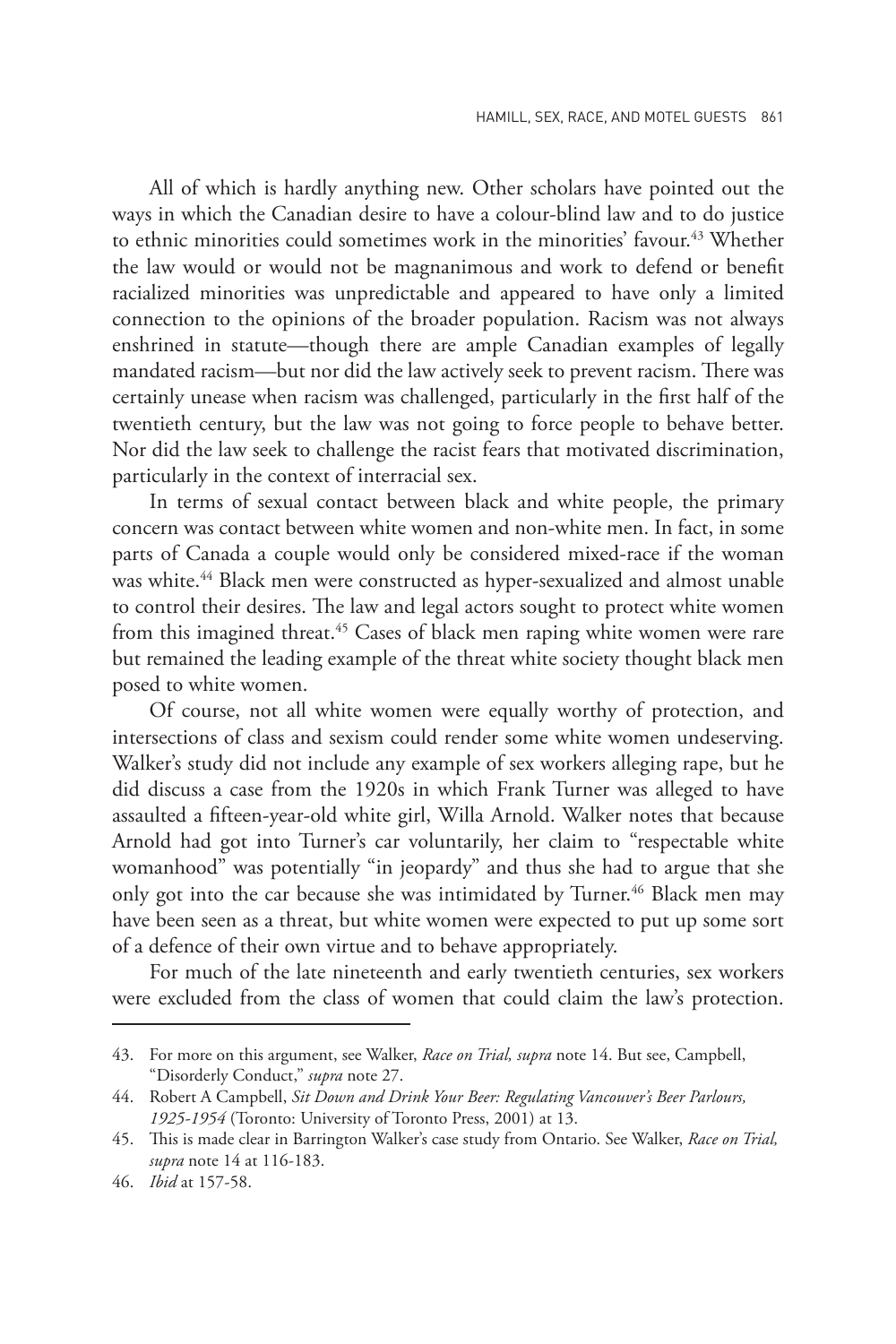All of which is hardly anything new. Other scholars have pointed out the ways in which the Canadian desire to have a colour-blind law and to do justice to ethnic minorities could sometimes work in the minorities' favour.[43] Whether the law would or would not be magnanimous and work to defend or benefit racialized minorities was unpredictable and appeared to have only a limited connection to the opinions of the broader population. Racism was not always enshrined in statute—though there are ample Canadian examples of legally mandated racism—but nor did the law actively seek to prevent racism. There was certainly unease when racism was challenged, particularly in the first half of the twentieth century, but the law was not going to force people to behave better. Nor did the law seek to challenge the racist fears that motivated discrimination, particularly in the context of interracial sex.

In terms of sexual contact between black and white people, the primary concern was contact between white women and non-white men. In fact, in some parts of Canada a couple would only be considered mixed-race if the woman was white.[44] Black men were constructed as hyper-sexualized and almost unable to control their desires. The law and legal actors sought to protect white women from this imagined threat.[45] Cases of black men raping white women were rare but remained the leading example of the threat white society thought black men posed to white women.

Of course, not all white women were equally worthy of protection, and intersections of class and sexism could render some white women undeserving. Walker's study did not include any example of sex workers alleging rape, but he did discuss a case from the 1920s in which Frank Turner was alleged to have assaulted a fifteen-year-old white girl, Willa Arnold. Walker notes that because Arnold had got into Turner's car voluntarily, her claim to "respectable white womanhood" was potentially "in jeopardy" and thus she had to argue that she only got into the car because she was intimidated by Turner.[46] Black men may have been seen as a threat, but white women were expected to put up some sort of a defence of their own virtue and to behave appropriately.

For much of the late nineteenth and early twentieth centuries, sex workers were excluded from the class of women that could claim the law's protection.

---

43. For more on this argument, see Walker, *Race on Trial, supra* note 14. But see, Campbell, "Disorderly Conduct," *supra* note 27.

44. Robert A Campbell, *Sit Down and Drink Your Beer: Regulating Vancouver's Beer Parlours, 1925-1954* (Toronto: University of Toronto Press, 2001) at 13.

45. This is made clear in Barrington Walker's case study from Ontario. See Walker, *Race on Trial, supra* note 14 at 116-183.

46. *Ibid* at 157-58.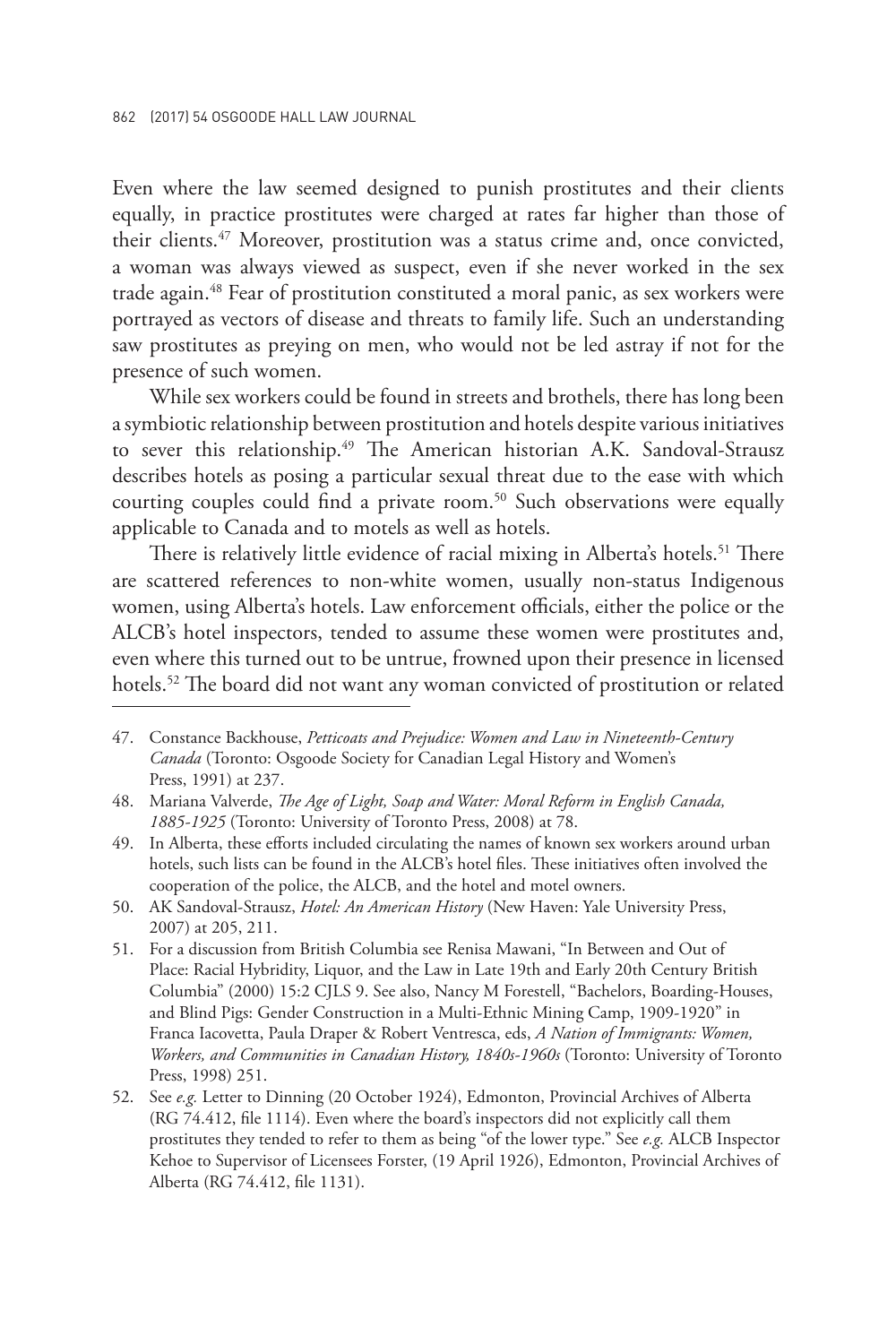Even where the law seemed designed to punish prostitutes and their clients equally, in practice prostitutes were charged at rates far higher than those of their clients.[47] Moreover, prostitution was a status crime and, once convicted, a woman was always viewed as suspect, even if she never worked in the sex trade again.[48] Fear of prostitution constituted a moral panic, as sex workers were portrayed as vectors of disease and threats to family life. Such an understanding saw prostitutes as preying on men, who would not be led astray if not for the presence of such women.

While sex workers could be found in streets and brothels, there has long been a symbiotic relationship between prostitution and hotels despite various initiatives to sever this relationship.[49] The American historian A.K. Sandoval-Strausz describes hotels as posing a particular sexual threat due to the ease with which courting couples could find a private room.[50] Such observations were equally applicable to Canada and to motels as well as hotels.

There is relatively little evidence of racial mixing in Alberta's hotels.[51] There are scattered references to non-white women, usually non-status Indigenous women, using Alberta's hotels. Law enforcement officials, either the police or the ALCB's hotel inspectors, tended to assume these women were prostitutes and, even where this turned out to be untrue, frowned upon their presence in licensed hotels.[52] The board did not want any woman convicted of prostitution or related

---

47. Constance Backhouse, *Petticoats and Prejudice: Women and Law in Nineteenth-Century Canada* (Toronto: Osgoode Society for Canadian Legal History and Women's Press, 1991) at 237.
48. Mariana Valverde, *The Age of Light, Soap and Water: Moral Reform in English Canada, 1885-1925* (Toronto: University of Toronto Press, 2008) at 78.
49. In Alberta, these efforts included circulating the names of known sex workers around urban hotels, such lists can be found in the ALCB's hotel files. These initiatives often involved the cooperation of the police, the ALCB, and the hotel and motel owners.
50. AK Sandoval-Strausz, *Hotel: An American History* (New Haven: Yale University Press, 2007) at 205, 211.
51. For a discussion from British Columbia see Renisa Mawani, "In Between and Out of Place: Racial Hybridity, Liquor, and the Law in Late 19th and Early 20th Century British Columbia" (2000) 15:2 CJLS 9. See also, Nancy M Forestell, "Bachelors, Boarding-Houses, and Blind Pigs: Gender Construction in a Multi-Ethnic Mining Camp, 1909-1920" in Franca Iacovetta, Paula Draper & Robert Ventresca, eds, *A Nation of Immigrants: Women, Workers, and Communities in Canadian History, 1840s-1960s* (Toronto: University of Toronto Press, 1998) 251.
52. See *e.g.* Letter to Dinning (20 October 1924), Edmonton, Provincial Archives of Alberta (RG 74.412, file 1114). Even where the board's inspectors did not explicitly call them prostitutes they tended to refer to them as being "of the lower type." See *e.g.* ALCB Inspector Kehoe to Supervisor of Licensees Forster, (19 April 1926), Edmonton, Provincial Archives of Alberta (RG 74.412, file 1131).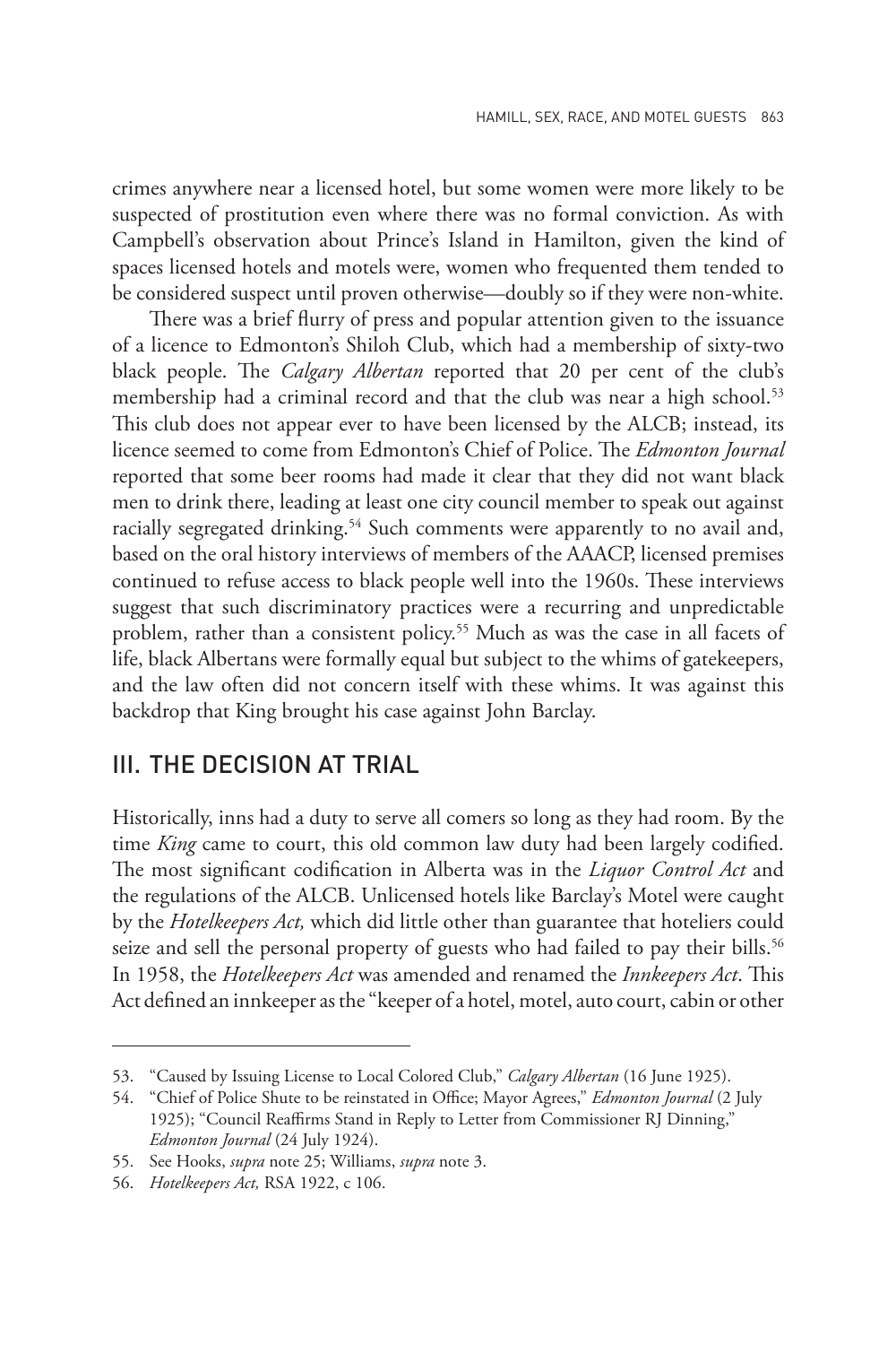crimes anywhere near a licensed hotel, but some women were more likely to be suspected of prostitution even where there was no formal conviction. As with Campbell's observation about Prince's Island in Hamilton, given the kind of spaces licensed hotels and motels were, women who frequented them tended to be considered suspect until proven otherwise—doubly so if they were non-white.

There was a brief flurry of press and popular attention given to the issuance of a licence to Edmonton's Shiloh Club, which had a membership of sixty-two black people. The *Calgary Albertan* reported that 20 per cent of the club's membership had a criminal record and that the club was near a high school.[53] This club does not appear ever to have been licensed by the ALCB; instead, its licence seemed to come from Edmonton's Chief of Police. The *Edmonton Journal* reported that some beer rooms had made it clear that they did not want black men to drink there, leading at least one city council member to speak out against racially segregated drinking.[54] Such comments were apparently to no avail and, based on the oral history interviews of members of the AAACP, licensed premises continued to refuse access to black people well into the 1960s. These interviews suggest that such discriminatory practices were a recurring and unpredictable problem, rather than a consistent policy.[55] Much as was the case in all facets of life, black Albertans were formally equal but subject to the whims of gatekeepers, and the law often did not concern itself with these whims. It was against this backdrop that King brought his case against John Barclay.

## III. THE DECISION AT TRIAL

Historically, inns had a duty to serve all comers so long as they had room. By the time *King* came to court, this old common law duty had been largely codified. The most significant codification in Alberta was in the *Liquor Control Act* and the regulations of the ALCB. Unlicensed hotels like Barclay's Motel were caught by the *Hotelkeepers Act,* which did little other than guarantee that hoteliers could seize and sell the personal property of guests who had failed to pay their bills.[56] In 1958, the *Hotelkeepers Act* was amended and renamed the *Innkeepers Act*. This Act defined an innkeeper as the "keeper of a hotel, motel, auto court, cabin or other

---

53. "Caused by Issuing License to Local Colored Club," *Calgary Albertan* (16 June 1925).

54. "Chief of Police Shute to be reinstated in Office; Mayor Agrees," *Edmonton Journal* (2 July 1925); "Council Reaffirms Stand in Reply to Letter from Commissioner RJ Dinning," *Edmonton Journal* (24 July 1924).

55. See Hooks, *supra* note 25; Williams, *supra* note 3.

56. *Hotelkeepers Act,* RSA 1922, c 106.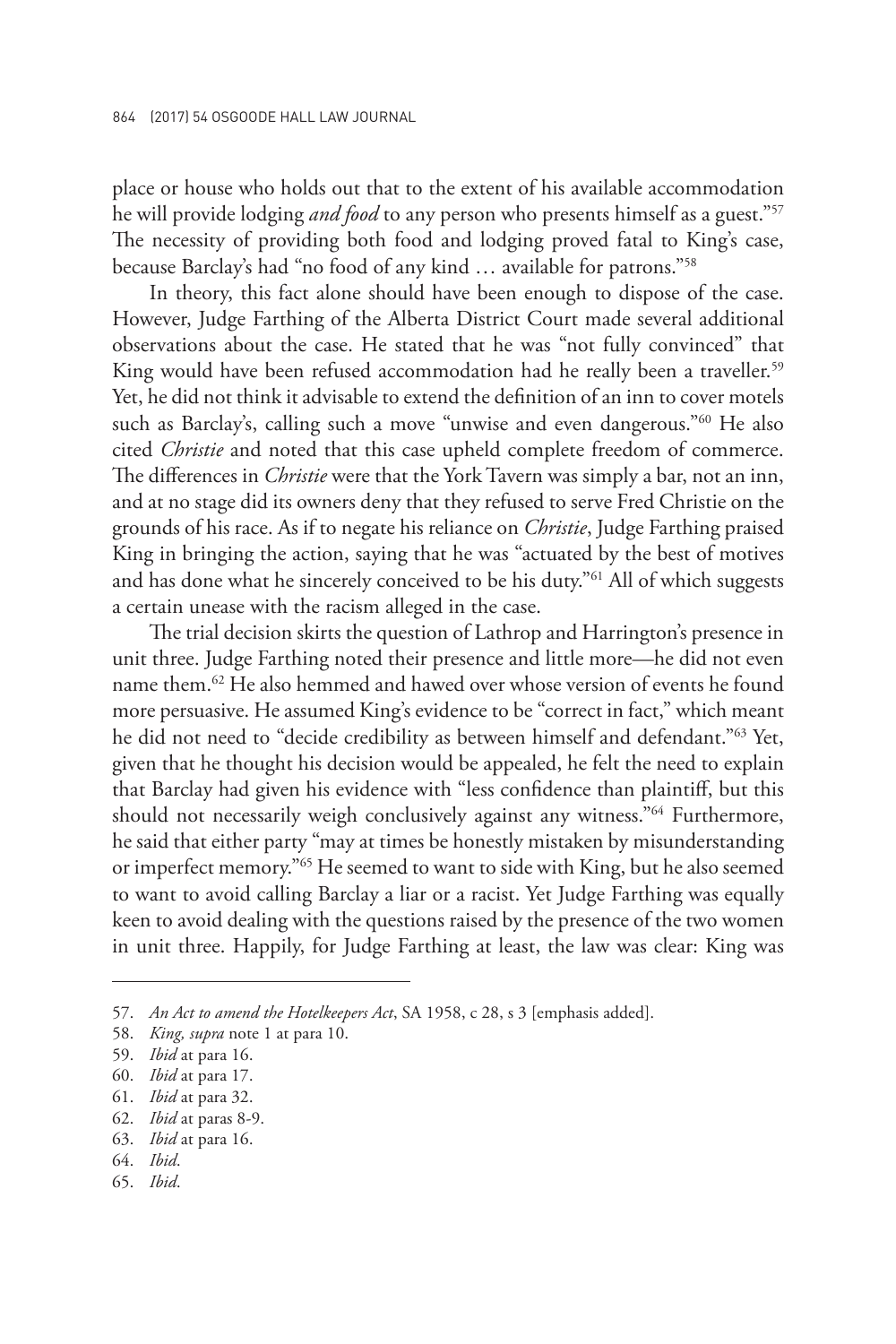place or house who holds out that to the extent of his available accommodation he will provide lodging *and food* to any person who presents himself as a guest."[57] The necessity of providing both food and lodging proved fatal to King's case, because Barclay's had "no food of any kind … available for patrons."[58]

In theory, this fact alone should have been enough to dispose of the case. However, Judge Farthing of the Alberta District Court made several additional observations about the case. He stated that he was "not fully convinced" that King would have been refused accommodation had he really been a traveller.[59] Yet, he did not think it advisable to extend the definition of an inn to cover motels such as Barclay's, calling such a move "unwise and even dangerous."[60] He also cited *Christie* and noted that this case upheld complete freedom of commerce. The differences in *Christie* were that the York Tavern was simply a bar, not an inn, and at no stage did its owners deny that they refused to serve Fred Christie on the grounds of his race. As if to negate his reliance on *Christie*, Judge Farthing praised King in bringing the action, saying that he was "actuated by the best of motives and has done what he sincerely conceived to be his duty."[61] All of which suggests a certain unease with the racism alleged in the case.

The trial decision skirts the question of Lathrop and Harrington's presence in unit three. Judge Farthing noted their presence and little more—he did not even name them.[62] He also hemmed and hawed over whose version of events he found more persuasive. He assumed King's evidence to be "correct in fact," which meant he did not need to "decide credibility as between himself and defendant."[63] Yet, given that he thought his decision would be appealed, he felt the need to explain that Barclay had given his evidence with "less confidence than plaintiff, but this should not necessarily weigh conclusively against any witness."[64] Furthermore, he said that either party "may at times be honestly mistaken by misunderstanding or imperfect memory."[65] He seemed to want to side with King, but he also seemed to want to avoid calling Barclay a liar or a racist. Yet Judge Farthing was equally keen to avoid dealing with the questions raised by the presence of the two women in unit three. Happily, for Judge Farthing at least, the law was clear: King was

57. *An Act to amend the Hotelkeepers Act*, SA 1958, c 28, s 3 [emphasis added].
58. *King, supra* note 1 at para 10.
59. *Ibid* at para 16.
60. *Ibid* at para 17.
61. *Ibid* at para 32.
62. *Ibid* at paras 8-9.
63. *Ibid* at para 16.
64. *Ibid*.
65. *Ibid*.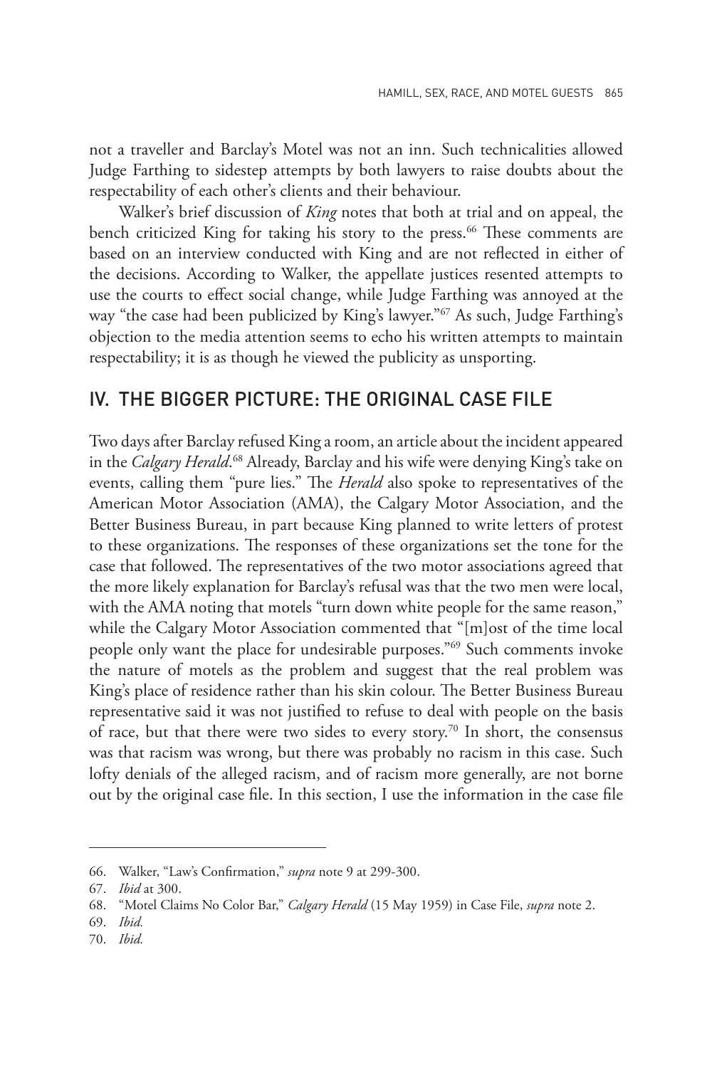not a traveller and Barclay's Motel was not an inn. Such technicalities allowed Judge Farthing to sidestep attempts by both lawyers to raise doubts about the respectability of each other's clients and their behaviour.

Walker's brief discussion of *King* notes that both at trial and on appeal, the bench criticized King for taking his story to the press.[66] These comments are based on an interview conducted with King and are not reflected in either of the decisions. According to Walker, the appellate justices resented attempts to use the courts to effect social change, while Judge Farthing was annoyed at the way "the case had been publicized by King's lawyer."[67] As such, Judge Farthing's objection to the media attention seems to echo his written attempts to maintain respectability; it is as though he viewed the publicity as unsporting.

## IV. THE BIGGER PICTURE: THE ORIGINAL CASE FILE

Two days after Barclay refused King a room, an article about the incident appeared in the *Calgary Herald*.[68] Already, Barclay and his wife were denying King's take on events, calling them "pure lies." The *Herald* also spoke to representatives of the American Motor Association (AMA), the Calgary Motor Association, and the Better Business Bureau, in part because King planned to write letters of protest to these organizations. The responses of these organizations set the tone for the case that followed. The representatives of the two motor associations agreed that the more likely explanation for Barclay's refusal was that the two men were local, with the AMA noting that motels "turn down white people for the same reason," while the Calgary Motor Association commented that "[m]ost of the time local people only want the place for undesirable purposes."[69] Such comments invoke the nature of motels as the problem and suggest that the real problem was King's place of residence rather than his skin colour. The Better Business Bureau representative said it was not justified to refuse to deal with people on the basis of race, but that there were two sides to every story.[70] In short, the consensus was that racism was wrong, but there was probably no racism in this case. Such lofty denials of the alleged racism, and of racism more generally, are not borne out by the original case file. In this section, I use the information in the case file

---

66. Walker, "Law's Confirmation," *supra* note 9 at 299-300.

67. *Ibid* at 300.

68. "Motel Claims No Color Bar," *Calgary Herald* (15 May 1959) in Case File, *supra* note 2.

69. *Ibid.*

70. *Ibid.*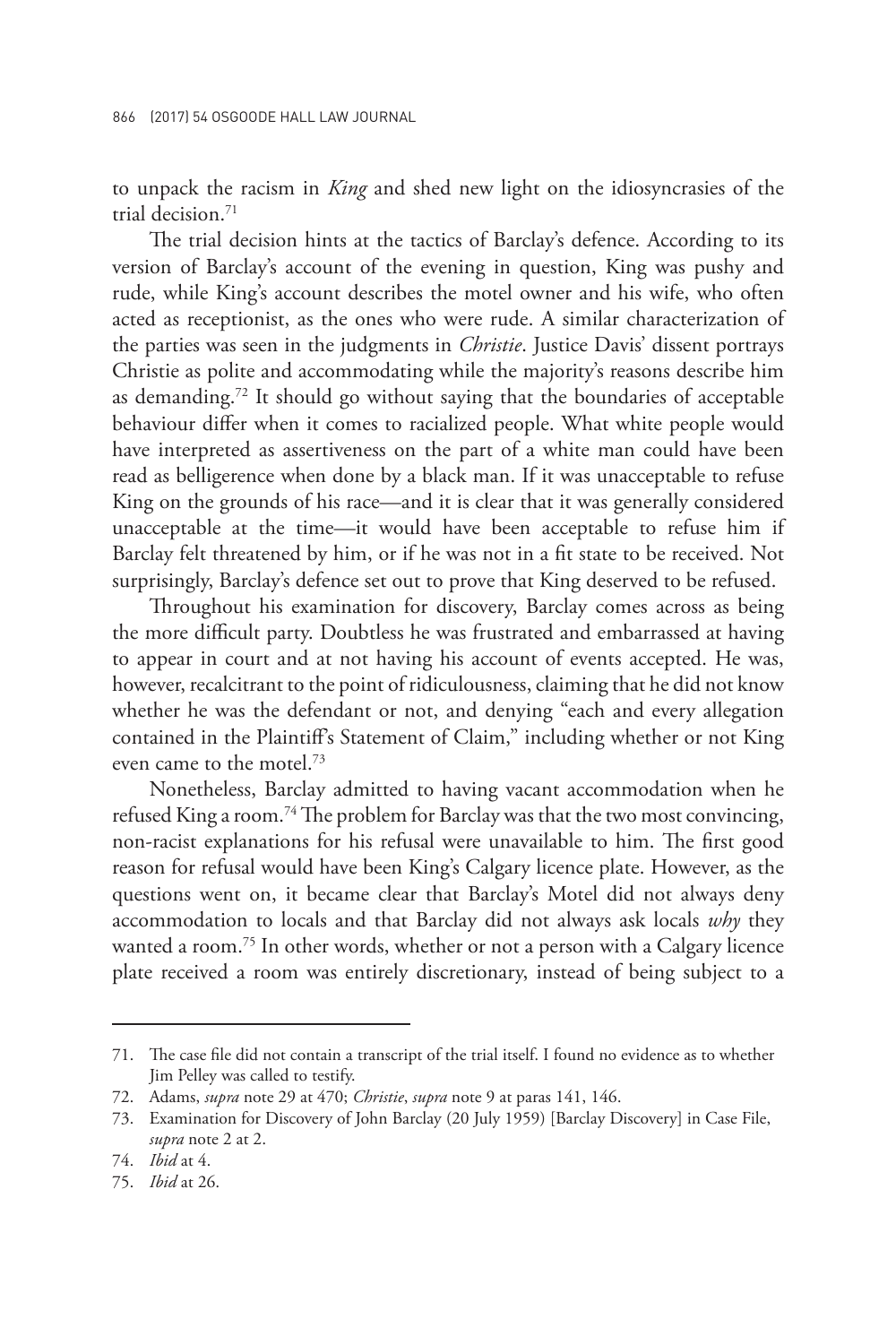to unpack the racism in *King* and shed new light on the idiosyncrasies of the trial decision.[71]

The trial decision hints at the tactics of Barclay's defence. According to its version of Barclay's account of the evening in question, King was pushy and rude, while King's account describes the motel owner and his wife, who often acted as receptionist, as the ones who were rude. A similar characterization of the parties was seen in the judgments in *Christie*. Justice Davis' dissent portrays Christie as polite and accommodating while the majority's reasons describe him as demanding.[72] It should go without saying that the boundaries of acceptable behaviour differ when it comes to racialized people. What white people would have interpreted as assertiveness on the part of a white man could have been read as belligerence when done by a black man. If it was unacceptable to refuse King on the grounds of his race—and it is clear that it was generally considered unacceptable at the time—it would have been acceptable to refuse him if Barclay felt threatened by him, or if he was not in a fit state to be received. Not surprisingly, Barclay's defence set out to prove that King deserved to be refused.

Throughout his examination for discovery, Barclay comes across as being the more difficult party. Doubtless he was frustrated and embarrassed at having to appear in court and at not having his account of events accepted. He was, however, recalcitrant to the point of ridiculousness, claiming that he did not know whether he was the defendant or not, and denying "each and every allegation contained in the Plaintiff's Statement of Claim," including whether or not King even came to the motel.[73]

Nonetheless, Barclay admitted to having vacant accommodation when he refused King a room.[74] The problem for Barclay was that the two most convincing, non-racist explanations for his refusal were unavailable to him. The first good reason for refusal would have been King's Calgary licence plate. However, as the questions went on, it became clear that Barclay's Motel did not always deny accommodation to locals and that Barclay did not always ask locals *why* they wanted a room.[75] In other words, whether or not a person with a Calgary licence plate received a room was entirely discretionary, instead of being subject to a

---

71. The case file did not contain a transcript of the trial itself. I found no evidence as to whether Jim Pelley was called to testify.

72. Adams, *supra* note 29 at 470; *Christie*, *supra* note 9 at paras 141, 146.

73. Examination for Discovery of John Barclay (20 July 1959) [Barclay Discovery] in Case File, *supra* note 2 at 2.

74. *Ibid* at 4.

75. *Ibid* at 26.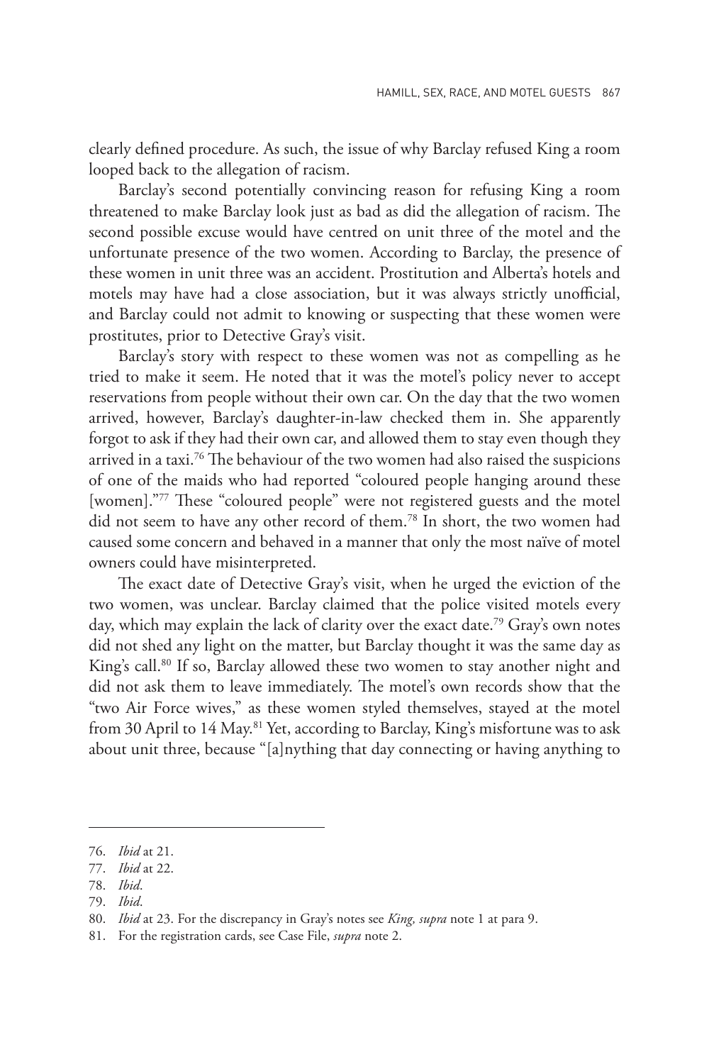clearly defined procedure. As such, the issue of why Barclay refused King a room looped back to the allegation of racism.

Barclay's second potentially convincing reason for refusing King a room threatened to make Barclay look just as bad as did the allegation of racism. The second possible excuse would have centred on unit three of the motel and the unfortunate presence of the two women. According to Barclay, the presence of these women in unit three was an accident. Prostitution and Alberta's hotels and motels may have had a close association, but it was always strictly unofficial, and Barclay could not admit to knowing or suspecting that these women were prostitutes, prior to Detective Gray's visit.

Barclay's story with respect to these women was not as compelling as he tried to make it seem. He noted that it was the motel's policy never to accept reservations from people without their own car. On the day that the two women arrived, however, Barclay's daughter-in-law checked them in. She apparently forgot to ask if they had their own car, and allowed them to stay even though they arrived in a taxi.[76] The behaviour of the two women had also raised the suspicions of one of the maids who had reported "coloured people hanging around these [women]."[77] These "coloured people" were not registered guests and the motel did not seem to have any other record of them.[78] In short, the two women had caused some concern and behaved in a manner that only the most naïve of motel owners could have misinterpreted.

The exact date of Detective Gray's visit, when he urged the eviction of the two women, was unclear. Barclay claimed that the police visited motels every day, which may explain the lack of clarity over the exact date.[79] Gray's own notes did not shed any light on the matter, but Barclay thought it was the same day as King's call.[80] If so, Barclay allowed these two women to stay another night and did not ask them to leave immediately. The motel's own records show that the "two Air Force wives," as these women styled themselves, stayed at the motel from 30 April to 14 May.[81] Yet, according to Barclay, King's misfortune was to ask about unit three, because "[a]nything that day connecting or having anything to

76. *Ibid* at 21.
77. *Ibid* at 22.
78. *Ibid*.
79. *Ibid*.
80. *Ibid* at 23. For the discrepancy in Gray's notes see *King, supra* note 1 at para 9.
81. For the registration cards, see Case File, *supra* note 2.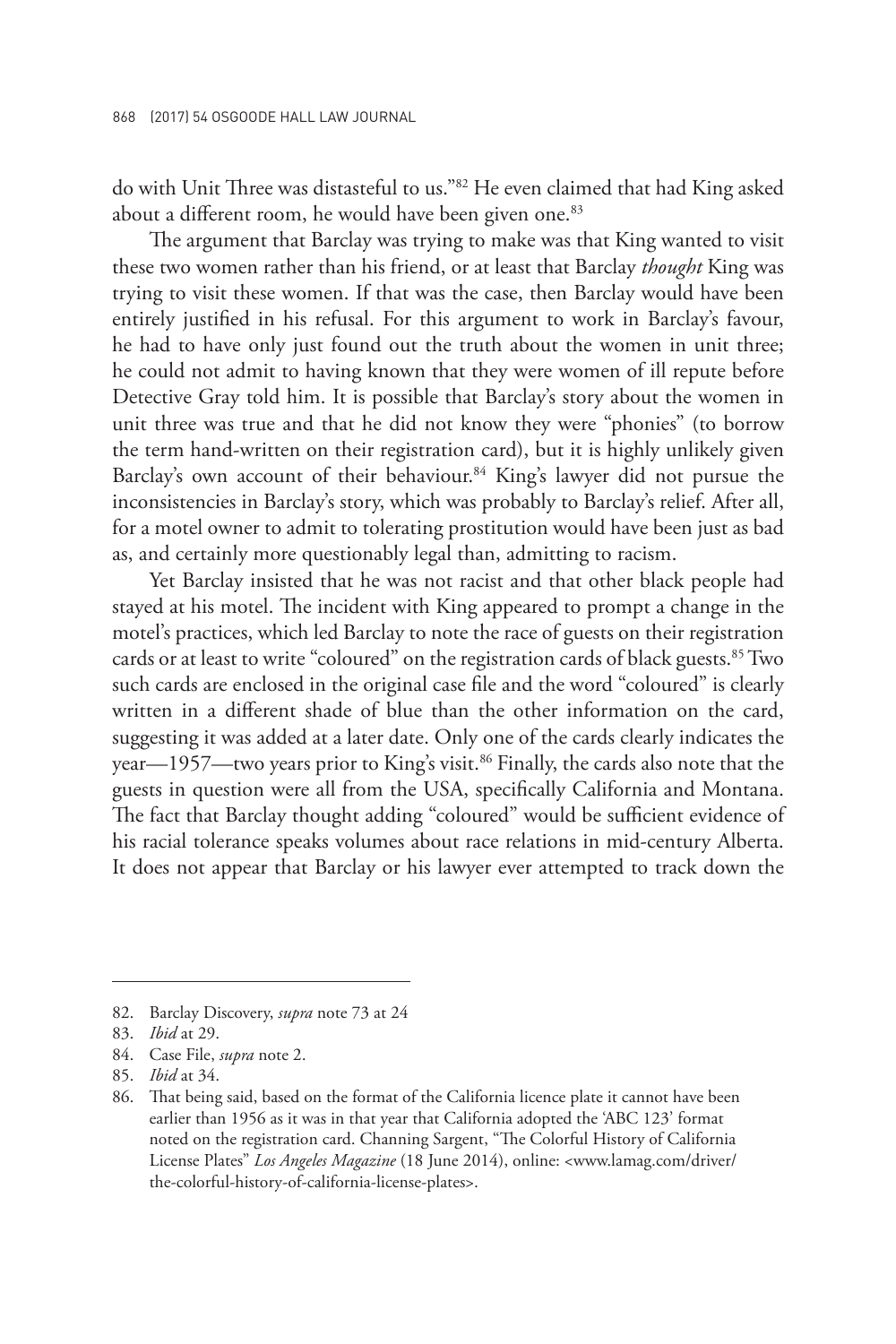do with Unit Three was distasteful to us."[82] He even claimed that had King asked about a different room, he would have been given one.[83]

The argument that Barclay was trying to make was that King wanted to visit these two women rather than his friend, or at least that Barclay *thought* King was trying to visit these women. If that was the case, then Barclay would have been entirely justified in his refusal. For this argument to work in Barclay's favour, he had to have only just found out the truth about the women in unit three; he could not admit to having known that they were women of ill repute before Detective Gray told him. It is possible that Barclay's story about the women in unit three was true and that he did not know they were "phonies" (to borrow the term hand-written on their registration card), but it is highly unlikely given Barclay's own account of their behaviour.[84] King's lawyer did not pursue the inconsistencies in Barclay's story, which was probably to Barclay's relief. After all, for a motel owner to admit to tolerating prostitution would have been just as bad as, and certainly more questionably legal than, admitting to racism.

Yet Barclay insisted that he was not racist and that other black people had stayed at his motel. The incident with King appeared to prompt a change in the motel's practices, which led Barclay to note the race of guests on their registration cards or at least to write "coloured" on the registration cards of black guests.[85] Two such cards are enclosed in the original case file and the word "coloured" is clearly written in a different shade of blue than the other information on the card, suggesting it was added at a later date. Only one of the cards clearly indicates the year—1957—two years prior to King's visit.[86] Finally, the cards also note that the guests in question were all from the USA, specifically California and Montana. The fact that Barclay thought adding "coloured" would be sufficient evidence of his racial tolerance speaks volumes about race relations in mid-century Alberta. It does not appear that Barclay or his lawyer ever attempted to track down the

---

82. Barclay Discovery, *supra* note 73 at 24
83. *Ibid* at 29.
84. Case File, *supra* note 2.
85. *Ibid* at 34.
86. That being said, based on the format of the California licence plate it cannot have been earlier than 1956 as it was in that year that California adopted the 'ABC 123' format noted on the registration card. Channing Sargent, "The Colorful History of California License Plates" *Los Angeles Magazine* (18 June 2014), online: <www.lamag.com/driver/the-colorful-history-of-california-license-plates>.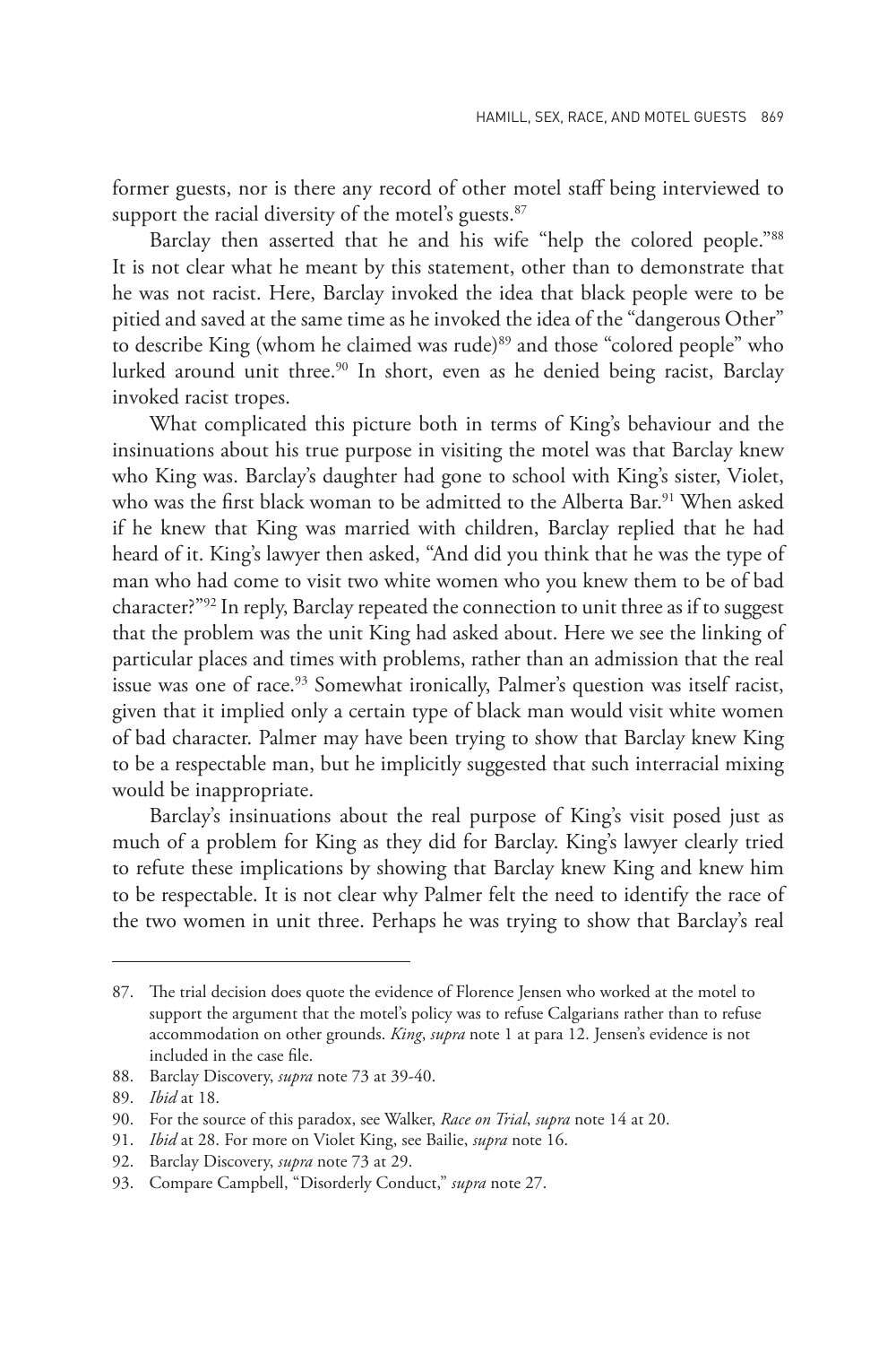former guests, nor is there any record of other motel staff being interviewed to support the racial diversity of the motel's guests.[87]

Barclay then asserted that he and his wife "help the colored people."[88] It is not clear what he meant by this statement, other than to demonstrate that he was not racist. Here, Barclay invoked the idea that black people were to be pitied and saved at the same time as he invoked the idea of the "dangerous Other" to describe King (whom he claimed was rude)[89] and those "colored people" who lurked around unit three.[90] In short, even as he denied being racist, Barclay invoked racist tropes.

What complicated this picture both in terms of King's behaviour and the insinuations about his true purpose in visiting the motel was that Barclay knew who King was. Barclay's daughter had gone to school with King's sister, Violet, who was the first black woman to be admitted to the Alberta Bar.[91] When asked if he knew that King was married with children, Barclay replied that he had heard of it. King's lawyer then asked, "And did you think that he was the type of man who had come to visit two white women who you knew them to be of bad character?"[92] In reply, Barclay repeated the connection to unit three as if to suggest that the problem was the unit King had asked about. Here we see the linking of particular places and times with problems, rather than an admission that the real issue was one of race.[93] Somewhat ironically, Palmer's question was itself racist, given that it implied only a certain type of black man would visit white women of bad character. Palmer may have been trying to show that Barclay knew King to be a respectable man, but he implicitly suggested that such interracial mixing would be inappropriate.

Barclay's insinuations about the real purpose of King's visit posed just as much of a problem for King as they did for Barclay. King's lawyer clearly tried to refute these implications by showing that Barclay knew King and knew him to be respectable. It is not clear why Palmer felt the need to identify the race of the two women in unit three. Perhaps he was trying to show that Barclay's real

---

87. The trial decision does quote the evidence of Florence Jensen who worked at the motel to support the argument that the motel's policy was to refuse Calgarians rather than to refuse accommodation on other grounds. *King*, *supra* note 1 at para 12. Jensen's evidence is not included in the case file.
88. Barclay Discovery, *supra* note 73 at 39-40.
89. *Ibid* at 18.
90. For the source of this paradox, see Walker, *Race on Trial*, *supra* note 14 at 20.
91. *Ibid* at 28. For more on Violet King, see Bailie, *supra* note 16.
92. Barclay Discovery, *supra* note 73 at 29.
93. Compare Campbell, "Disorderly Conduct," *supra* note 27.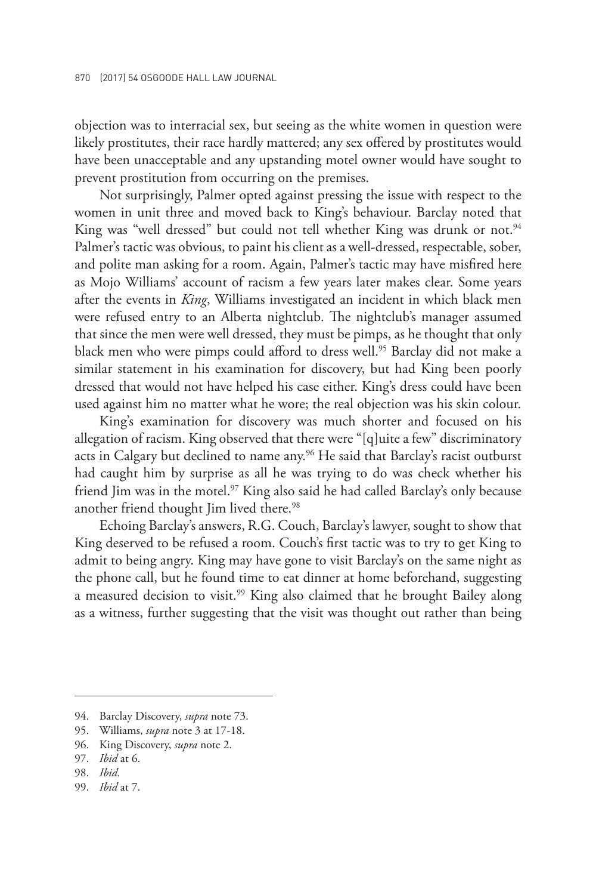objection was to interracial sex, but seeing as the white women in question were likely prostitutes, their race hardly mattered; any sex offered by prostitutes would have been unacceptable and any upstanding motel owner would have sought to prevent prostitution from occurring on the premises.

Not surprisingly, Palmer opted against pressing the issue with respect to the women in unit three and moved back to King's behaviour. Barclay noted that King was "well dressed" but could not tell whether King was drunk or not.[94] Palmer's tactic was obvious, to paint his client as a well-dressed, respectable, sober, and polite man asking for a room. Again, Palmer's tactic may have misfired here as Mojo Williams' account of racism a few years later makes clear. Some years after the events in *King*, Williams investigated an incident in which black men were refused entry to an Alberta nightclub. The nightclub's manager assumed that since the men were well dressed, they must be pimps, as he thought that only black men who were pimps could afford to dress well.[95] Barclay did not make a similar statement in his examination for discovery, but had King been poorly dressed that would not have helped his case either. King's dress could have been used against him no matter what he wore; the real objection was his skin colour.

King's examination for discovery was much shorter and focused on his allegation of racism. King observed that there were "[q]uite a few" discriminatory acts in Calgary but declined to name any.[96] He said that Barclay's racist outburst had caught him by surprise as all he was trying to do was check whether his friend Jim was in the motel.[97] King also said he had called Barclay's only because another friend thought Jim lived there.[98]

Echoing Barclay's answers, R.G. Couch, Barclay's lawyer, sought to show that King deserved to be refused a room. Couch's first tactic was to try to get King to admit to being angry. King may have gone to visit Barclay's on the same night as the phone call, but he found time to eat dinner at home beforehand, suggesting a measured decision to visit.[99] King also claimed that he brought Bailey along as a witness, further suggesting that the visit was thought out rather than being

94. Barclay Discovery, *supra* note 73.
95. Williams, *supra* note 3 at 17-18.
96. King Discovery, *supra* note 2.
97. *Ibid* at 6.
98. *Ibid.*
99. *Ibid* at 7.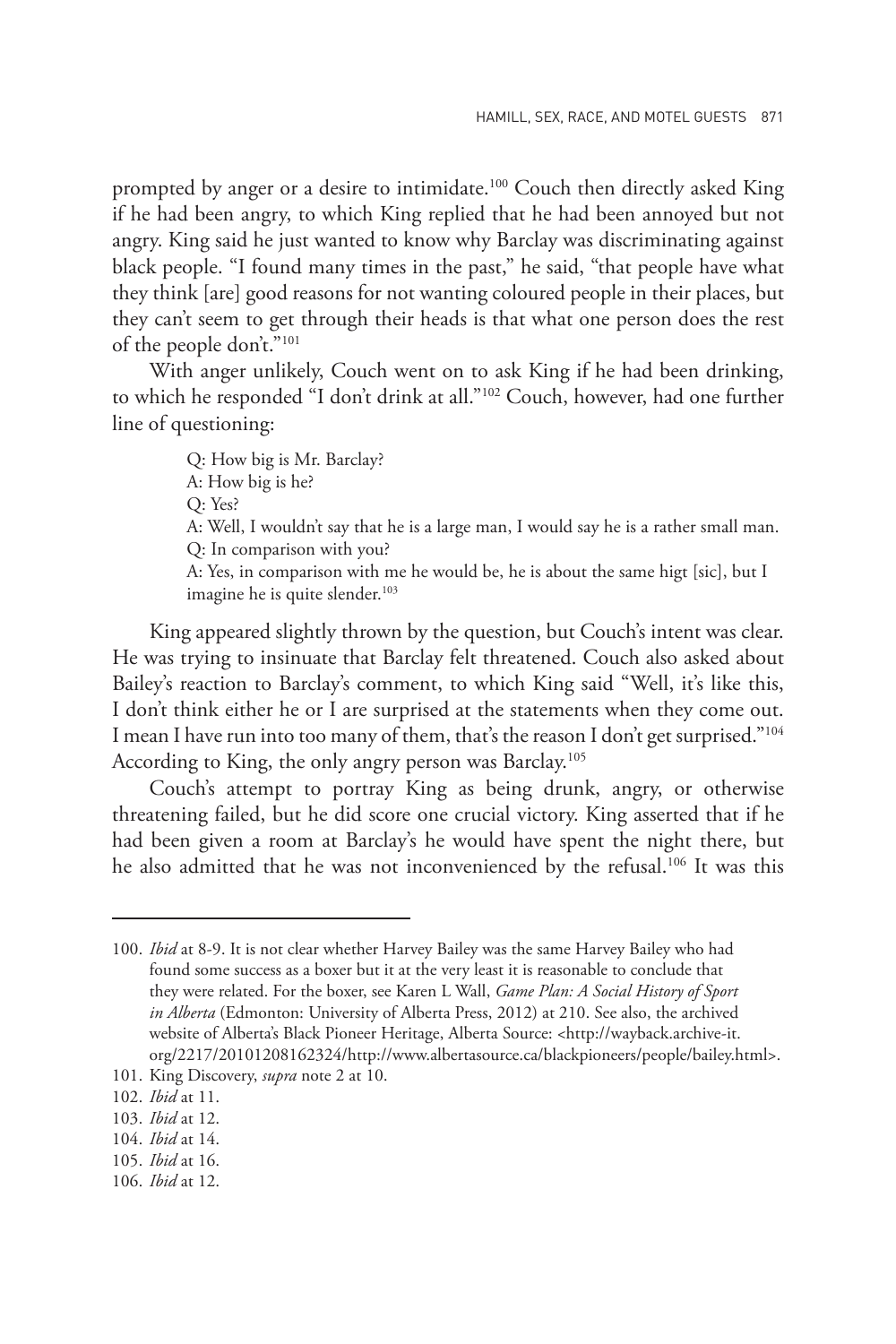prompted by anger or a desire to intimidate.[100] Couch then directly asked King if he had been angry, to which King replied that he had been annoyed but not angry. King said he just wanted to know why Barclay was discriminating against black people. "I found many times in the past," he said, "that people have what they think [are] good reasons for not wanting coloured people in their places, but they can't seem to get through their heads is that what one person does the rest of the people don't."[101]

With anger unlikely, Couch went on to ask King if he had been drinking, to which he responded "I don't drink at all."[102] Couch, however, had one further line of questioning:

> Q: How big is Mr. Barclay?
> A: How big is he?
> Q: Yes?
> A: Well, I wouldn't say that he is a large man, I would say he is a rather small man.
> Q: In comparison with you?
> A: Yes, in comparison with me he would be, he is about the same higt [sic], but I imagine he is quite slender.[103]

King appeared slightly thrown by the question, but Couch's intent was clear. He was trying to insinuate that Barclay felt threatened. Couch also asked about Bailey's reaction to Barclay's comment, to which King said "Well, it's like this, I don't think either he or I are surprised at the statements when they come out. I mean I have run into too many of them, that's the reason I don't get surprised."[104] According to King, the only angry person was Barclay.[105]

Couch's attempt to portray King as being drunk, angry, or otherwise threatening failed, but he did score one crucial victory. King asserted that if he had been given a room at Barclay's he would have spent the night there, but he also admitted that he was not inconvenienced by the refusal.[106] It was this

---

100. *Ibid* at 8-9. It is not clear whether Harvey Bailey was the same Harvey Bailey who had found some success as a boxer but it at the very least it is reasonable to conclude that they were related. For the boxer, see Karen L Wall, *Game Plan: A Social History of Sport in Alberta* (Edmonton: University of Alberta Press, 2012) at 210. See also, the archived website of Alberta's Black Pioneer Heritage, Alberta Source: <http://wayback.archive-it.org/2217/20101208162324/http://www.albertasource.ca/blackpioneers/people/bailey.html>.
101. King Discovery, *supra* note 2 at 10.
102. *Ibid* at 11.
103. *Ibid* at 12.
104. *Ibid* at 14.
105. *Ibid* at 16.
106. *Ibid* at 12.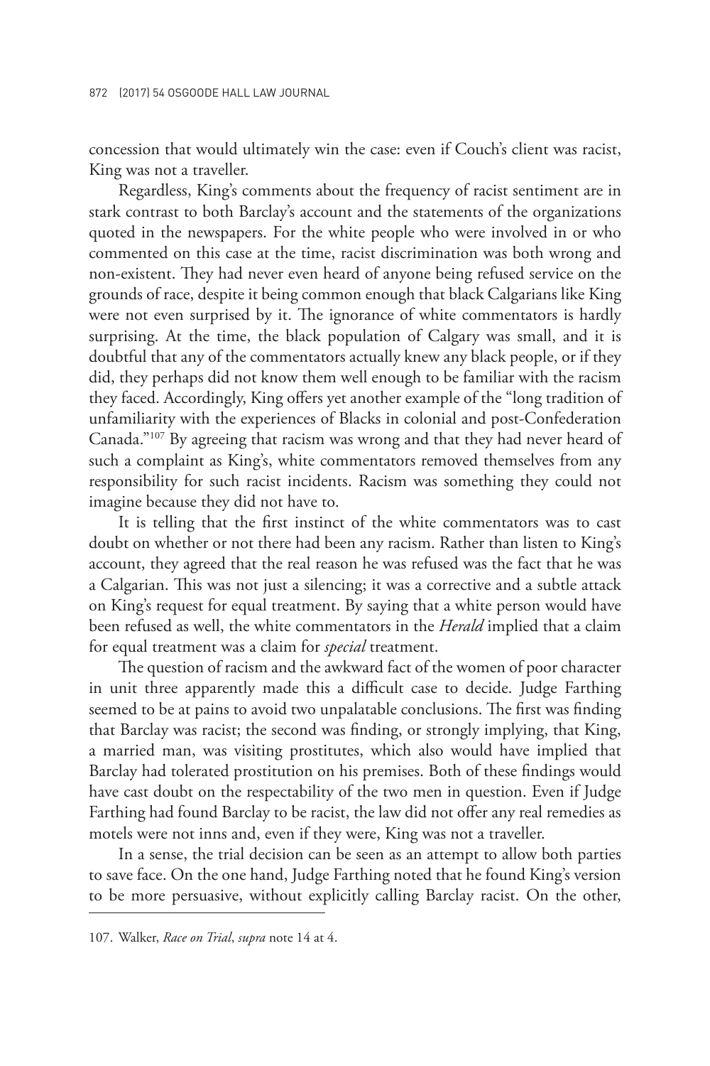concession that would ultimately win the case: even if Couch's client was racist, King was not a traveller.

Regardless, King's comments about the frequency of racist sentiment are in stark contrast to both Barclay's account and the statements of the organizations quoted in the newspapers. For the white people who were involved in or who commented on this case at the time, racist discrimination was both wrong and non-existent. They had never even heard of anyone being refused service on the grounds of race, despite it being common enough that black Calgarians like King were not even surprised by it. The ignorance of white commentators is hardly surprising. At the time, the black population of Calgary was small, and it is doubtful that any of the commentators actually knew any black people, or if they did, they perhaps did not know them well enough to be familiar with the racism they faced. Accordingly, King offers yet another example of the "long tradition of unfamiliarity with the experiences of Blacks in colonial and post-Confederation Canada."[107] By agreeing that racism was wrong and that they had never heard of such a complaint as King's, white commentators removed themselves from any responsibility for such racist incidents. Racism was something they could not imagine because they did not have to.

It is telling that the first instinct of the white commentators was to cast doubt on whether or not there had been any racism. Rather than listen to King's account, they agreed that the real reason he was refused was the fact that he was a Calgarian. This was not just a silencing; it was a corrective and a subtle attack on King's request for equal treatment. By saying that a white person would have been refused as well, the white commentators in the *Herald* implied that a claim for equal treatment was a claim for *special* treatment.

The question of racism and the awkward fact of the women of poor character in unit three apparently made this a difficult case to decide. Judge Farthing seemed to be at pains to avoid two unpalatable conclusions. The first was finding that Barclay was racist; the second was finding, or strongly implying, that King, a married man, was visiting prostitutes, which also would have implied that Barclay had tolerated prostitution on his premises. Both of these findings would have cast doubt on the respectability of the two men in question. Even if Judge Farthing had found Barclay to be racist, the law did not offer any real remedies as motels were not inns and, even if they were, King was not a traveller.

In a sense, the trial decision can be seen as an attempt to allow both parties to save face. On the one hand, Judge Farthing noted that he found King's version to be more persuasive, without explicitly calling Barclay racist. On the other,

107. Walker, *Race on Trial*, *supra* note 14 at 4.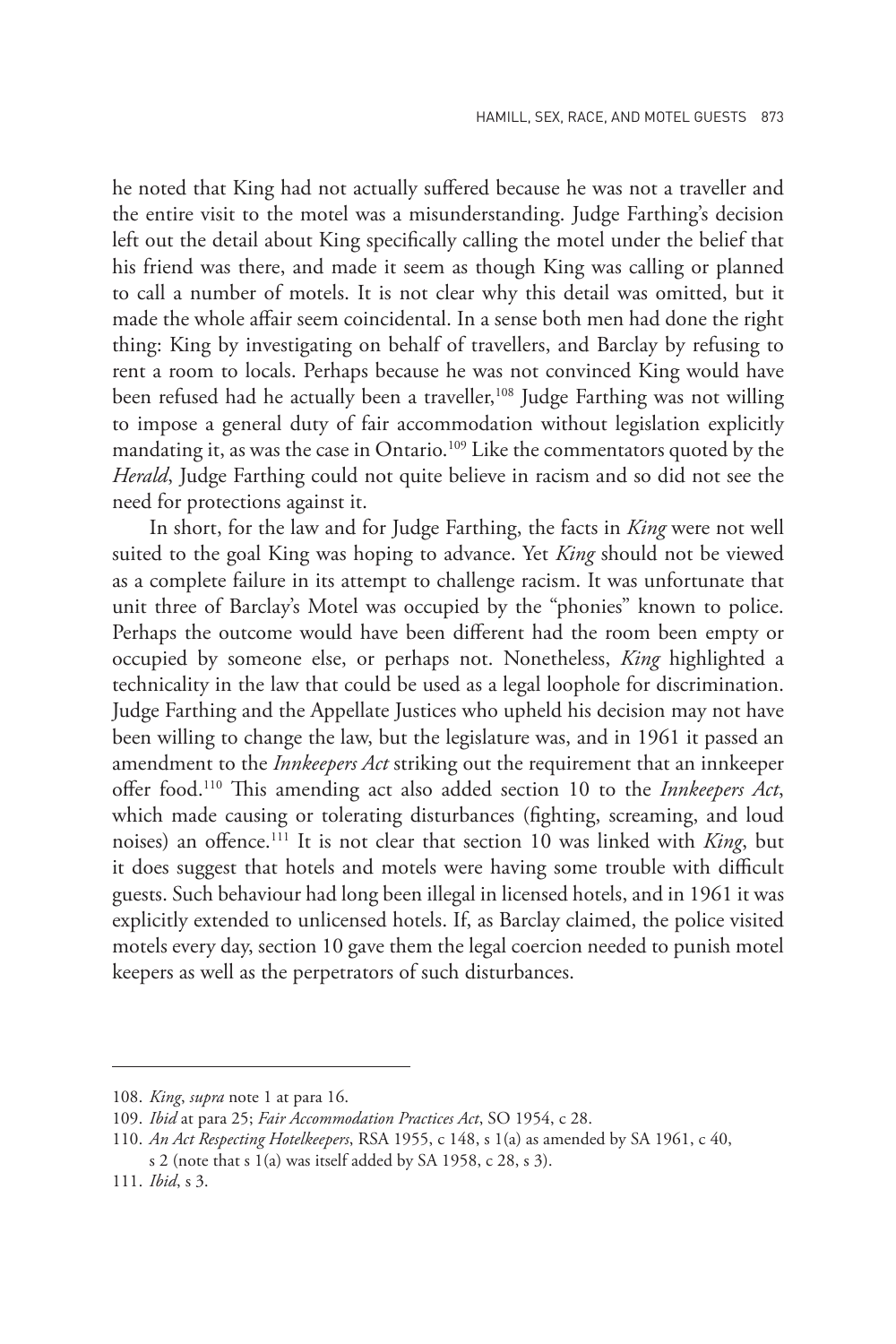he noted that King had not actually suffered because he was not a traveller and the entire visit to the motel was a misunderstanding. Judge Farthing's decision left out the detail about King specifically calling the motel under the belief that his friend was there, and made it seem as though King was calling or planned to call a number of motels. It is not clear why this detail was omitted, but it made the whole affair seem coincidental. In a sense both men had done the right thing: King by investigating on behalf of travellers, and Barclay by refusing to rent a room to locals. Perhaps because he was not convinced King would have been refused had he actually been a traveller,[108] Judge Farthing was not willing to impose a general duty of fair accommodation without legislation explicitly mandating it, as was the case in Ontario.[109] Like the commentators quoted by the *Herald*, Judge Farthing could not quite believe in racism and so did not see the need for protections against it.

In short, for the law and for Judge Farthing, the facts in *King* were not well suited to the goal King was hoping to advance. Yet *King* should not be viewed as a complete failure in its attempt to challenge racism. It was unfortunate that unit three of Barclay's Motel was occupied by the "phonies" known to police. Perhaps the outcome would have been different had the room been empty or occupied by someone else, or perhaps not. Nonetheless, *King* highlighted a technicality in the law that could be used as a legal loophole for discrimination. Judge Farthing and the Appellate Justices who upheld his decision may not have been willing to change the law, but the legislature was, and in 1961 it passed an amendment to the *Innkeepers Act* striking out the requirement that an innkeeper offer food.[110] This amending act also added section 10 to the *Innkeepers Act*, which made causing or tolerating disturbances (fighting, screaming, and loud noises) an offence.[111] It is not clear that section 10 was linked with *King*, but it does suggest that hotels and motels were having some trouble with difficult guests. Such behaviour had long been illegal in licensed hotels, and in 1961 it was explicitly extended to unlicensed hotels. If, as Barclay claimed, the police visited motels every day, section 10 gave them the legal coercion needed to punish motel keepers as well as the perpetrators of such disturbances.

---

108. *King*, *supra* note 1 at para 16.
109. *Ibid* at para 25; *Fair Accommodation Practices Act*, SO 1954, c 28.
110. *An Act Respecting Hotelkeepers*, RSA 1955, c 148, s 1(a) as amended by SA 1961, c 40, s 2 (note that s 1(a) was itself added by SA 1958, c 28, s 3).
111. *Ibid*, s 3.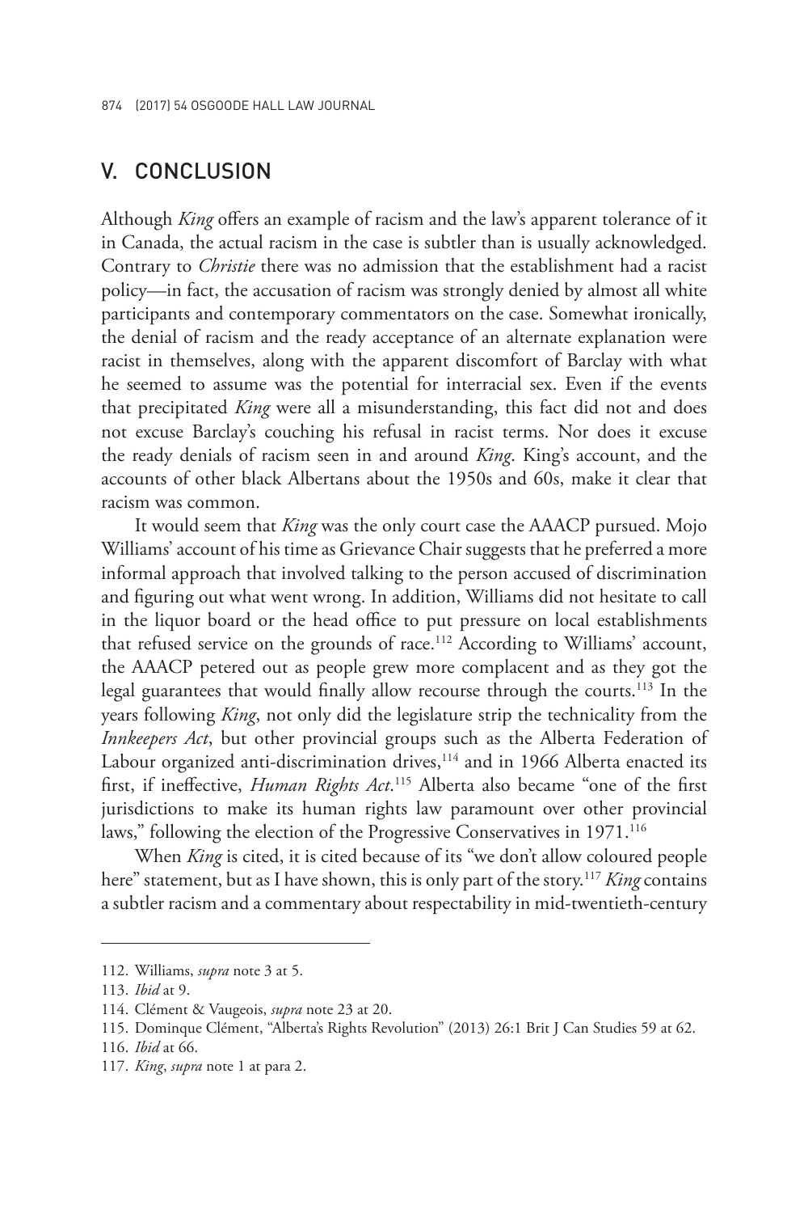## V. CONCLUSION

Although *King* offers an example of racism and the law's apparent tolerance of it in Canada, the actual racism in the case is subtler than is usually acknowledged. Contrary to *Christie* there was no admission that the establishment had a racist policy—in fact, the accusation of racism was strongly denied by almost all white participants and contemporary commentators on the case. Somewhat ironically, the denial of racism and the ready acceptance of an alternate explanation were racist in themselves, along with the apparent discomfort of Barclay with what he seemed to assume was the potential for interracial sex. Even if the events that precipitated *King* were all a misunderstanding, this fact did not and does not excuse Barclay's couching his refusal in racist terms. Nor does it excuse the ready denials of racism seen in and around *King*. King's account, and the accounts of other black Albertans about the 1950s and 60s, make it clear that racism was common.

It would seem that *King* was the only court case the AAACP pursued. Mojo Williams' account of his time as Grievance Chair suggests that he preferred a more informal approach that involved talking to the person accused of discrimination and figuring out what went wrong. In addition, Williams did not hesitate to call in the liquor board or the head office to put pressure on local establishments that refused service on the grounds of race.[112] According to Williams' account, the AAACP petered out as people grew more complacent and as they got the legal guarantees that would finally allow recourse through the courts.[113] In the years following *King*, not only did the legislature strip the technicality from the *Innkeepers Act*, but other provincial groups such as the Alberta Federation of Labour organized anti-discrimination drives,[114] and in 1966 Alberta enacted its first, if ineffective, *Human Rights Act*.[115] Alberta also became "one of the first jurisdictions to make its human rights law paramount over other provincial laws," following the election of the Progressive Conservatives in 1971.[116]

When *King* is cited, it is cited because of its "we don't allow coloured people here" statement, but as I have shown, this is only part of the story.[117] *King* contains a subtler racism and a commentary about respectability in mid-twentieth-century

---

112. Williams, *supra* note 3 at 5.

113. *Ibid* at 9.

114. Clément & Vaugeois, *supra* note 23 at 20.

115. Dominque Clément, "Alberta's Rights Revolution" (2013) 26:1 Brit J Can Studies 59 at 62.

116. *Ibid* at 66.

117. *King*, *supra* note 1 at para 2.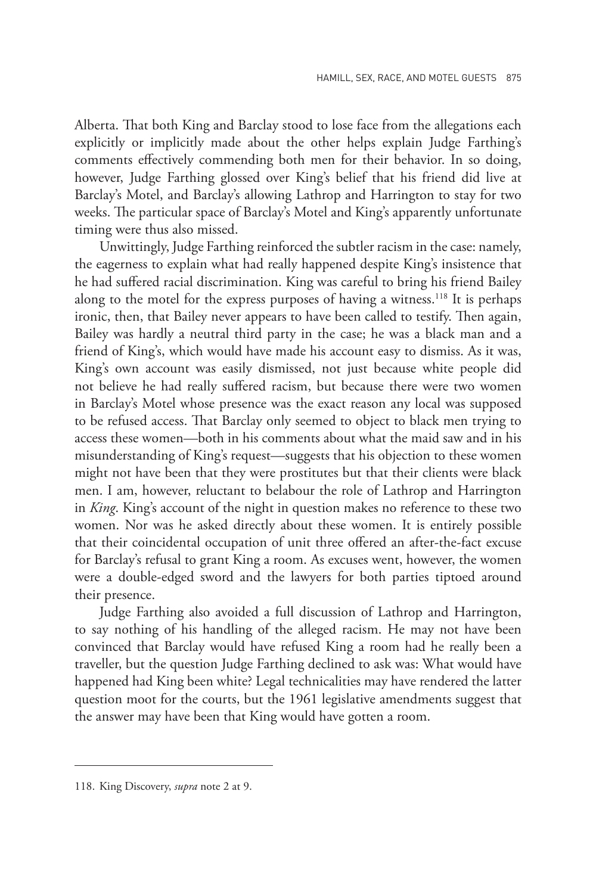Alberta. That both King and Barclay stood to lose face from the allegations each explicitly or implicitly made about the other helps explain Judge Farthing's comments effectively commending both men for their behavior. In so doing, however, Judge Farthing glossed over King's belief that his friend did live at Barclay's Motel, and Barclay's allowing Lathrop and Harrington to stay for two weeks. The particular space of Barclay's Motel and King's apparently unfortunate timing were thus also missed.

Unwittingly, Judge Farthing reinforced the subtler racism in the case: namely, the eagerness to explain what had really happened despite King's insistence that he had suffered racial discrimination. King was careful to bring his friend Bailey along to the motel for the express purposes of having a witness.[118] It is perhaps ironic, then, that Bailey never appears to have been called to testify. Then again, Bailey was hardly a neutral third party in the case; he was a black man and a friend of King's, which would have made his account easy to dismiss. As it was, King's own account was easily dismissed, not just because white people did not believe he had really suffered racism, but because there were two women in Barclay's Motel whose presence was the exact reason any local was supposed to be refused access. That Barclay only seemed to object to black men trying to access these women—both in his comments about what the maid saw and in his misunderstanding of King's request—suggests that his objection to these women might not have been that they were prostitutes but that their clients were black men. I am, however, reluctant to belabour the role of Lathrop and Harrington in *King*. King's account of the night in question makes no reference to these two women. Nor was he asked directly about these women. It is entirely possible that their coincidental occupation of unit three offered an after-the-fact excuse for Barclay's refusal to grant King a room. As excuses went, however, the women were a double-edged sword and the lawyers for both parties tiptoed around their presence.

Judge Farthing also avoided a full discussion of Lathrop and Harrington, to say nothing of his handling of the alleged racism. He may not have been convinced that Barclay would have refused King a room had he really been a traveller, but the question Judge Farthing declined to ask was: What would have happened had King been white? Legal technicalities may have rendered the latter question moot for the courts, but the 1961 legislative amendments suggest that the answer may have been that King would have gotten a room.

118. King Discovery, *supra* note 2 at 9.